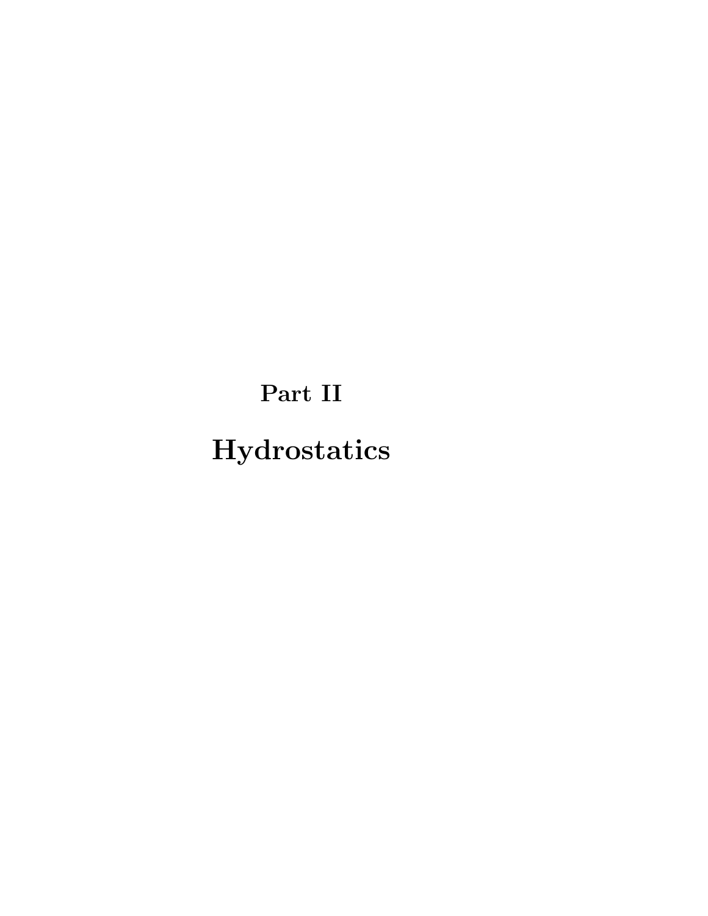# Part II

# Hydrostatics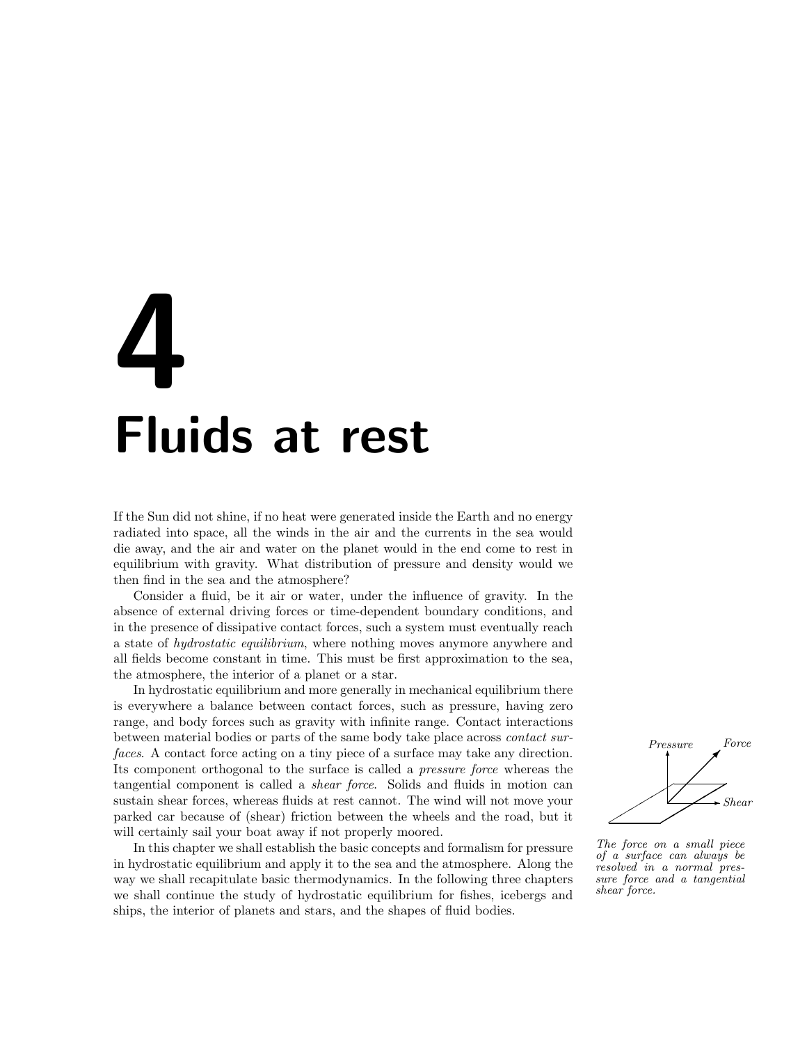# 4 Fluids at rest

If the Sun did not shine, if no heat were generated inside the Earth and no energy radiated into space, all the winds in the air and the currents in the sea would die away, and the air and water on the planet would in the end come to rest in equilibrium with gravity. What distribution of pressure and density would we then find in the sea and the atmosphere?

Consider a fluid, be it air or water, under the influence of gravity. In the absence of external driving forces or time-dependent boundary conditions, and in the presence of dissipative contact forces, such a system must eventually reach a state of *hydrostatic equilibrium*, where nothing moves anymore anywhere and all fields become constant in time. This must be first approximation to the sea, the atmosphere, the interior of a planet or a star.

In hydrostatic equilibrium and more generally in mechanical equilibrium there is everywhere a balance between contact forces, such as pressure, having zero range, and body forces such as gravity with infinite range. Contact interactions between material bodies or parts of the same body take place across *contact surfaces*. A contact force acting on a tiny piece of a surface may take any direction. Its component orthogonal to the surface is called a *pressure force* whereas the tangential component is called a *shear force*. Solids and fluids in motion can sustain shear forces, whereas fluids at rest cannot. The wind will not move your parked car because of (shear) friction between the wheels and the road, but it will certainly sail your boat away if not properly moored.

Pressure Force Shear

*The force on a small piece of a surface can always be resolved in a normal pressure force and a tangential shear force.*

In this chapter we shall establish the basic concepts and formalism for pressure in hydrostatic equilibrium and apply it to the sea and the atmosphere. Along the way we shall recapitulate basic thermodynamics. In the following three chapters we shall continue the study of hydrostatic equilibrium for fishes, icebergs and ships, the interior of planets and stars, and the shapes of fluid bodies.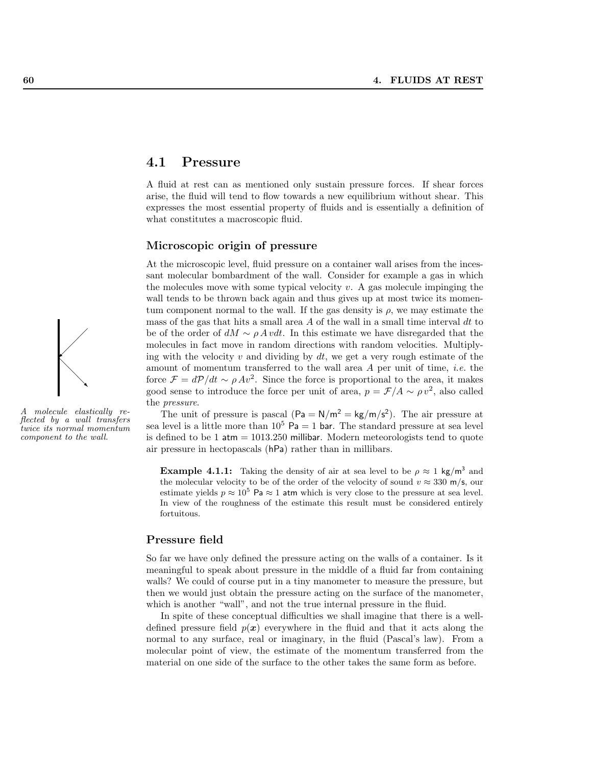## 4.1 Pressure

A fluid at rest can as mentioned only sustain pressure forces. If shear forces arise, the fluid will tend to flow towards a new equilibrium without shear. This expresses the most essential property of fluids and is essentially a definition of what constitutes a macroscopic fluid.

### Microscopic origin of pressure

At the microscopic level, fluid pressure on a container wall arises from the incessant molecular bombardment of the wall. Consider for example a gas in which the molecules move with some typical velocity $v$. A gas molecule impinging the wall tends to be thrown back again and thus gives up at most twice its momentum component normal to the wall. If the gas density is $\rho$, we may estimate the mass of the gas that hits a small area $A$ of the wall in a small time interval $dt$ to be of the order of $dM \sim \rho\, A\, v dt$. In this estimate we have disregarded that the molecules in fact move in random directions with random velocities. Multiplying with the velocity $v$ and dividing by $dt$, we get a very rough estimate of the amount of momentum transferred to the wall area $A$ per unit of time, *i.e.* the force $\mathcal{F} = d\mathcal{P}/dt \sim \rho\, A v^2$. Since the force is proportional to the area, it makes good sense to introduce the force per unit of area, $p = \mathcal{F}/A \sim \rho\, v^2$, also called the *pressure*.

*A molecule elastically reflected by a wall transfers twice its normal momentum component to the wall.*

The unit of pressure is pascal ($\mathsf{Pa} = \mathsf{N/m^2} = \mathsf{kg/m/s^2}$). The air pressure at sea level is a little more than $10^5$ Pa = 1 bar. The standard pressure at sea level is defined to be 1 atm = 1013.250 millibar. Modern meteorologists tend to quote air pressure in hectopascals (hPa) rather than in millibars.

**Example 4.1.1:** Taking the density of air at sea level to be $\rho \approx 1$ kg/m$^3$ and the molecular velocity to be of the order of the velocity of sound $v \approx 330$ m/s, our estimate yields $p \approx 10^5$ Pa $\approx 1$ atm which is very close to the pressure at sea level. In view of the roughness of the estimate this result must be considered entirely fortuitous.

### Pressure field

So far we have only defined the pressure acting on the walls of a container. Is it meaningful to speak about pressure in the middle of a fluid far from containing walls? We could of course put in a tiny manometer to measure the pressure, but then we would just obtain the pressure acting on the surface of the manometer, which is another "wall", and not the true internal pressure in the fluid.

In spite of these conceptual difficulties we shall imagine that there is a well-defined pressure field $p(\boldsymbol{x})$ everywhere in the fluid and that it acts along the normal to any surface, real or imaginary, in the fluid (Pascal's law). From a molecular point of view, the estimate of the momentum transferred from the material on one side of the surface to the other takes the same form as before.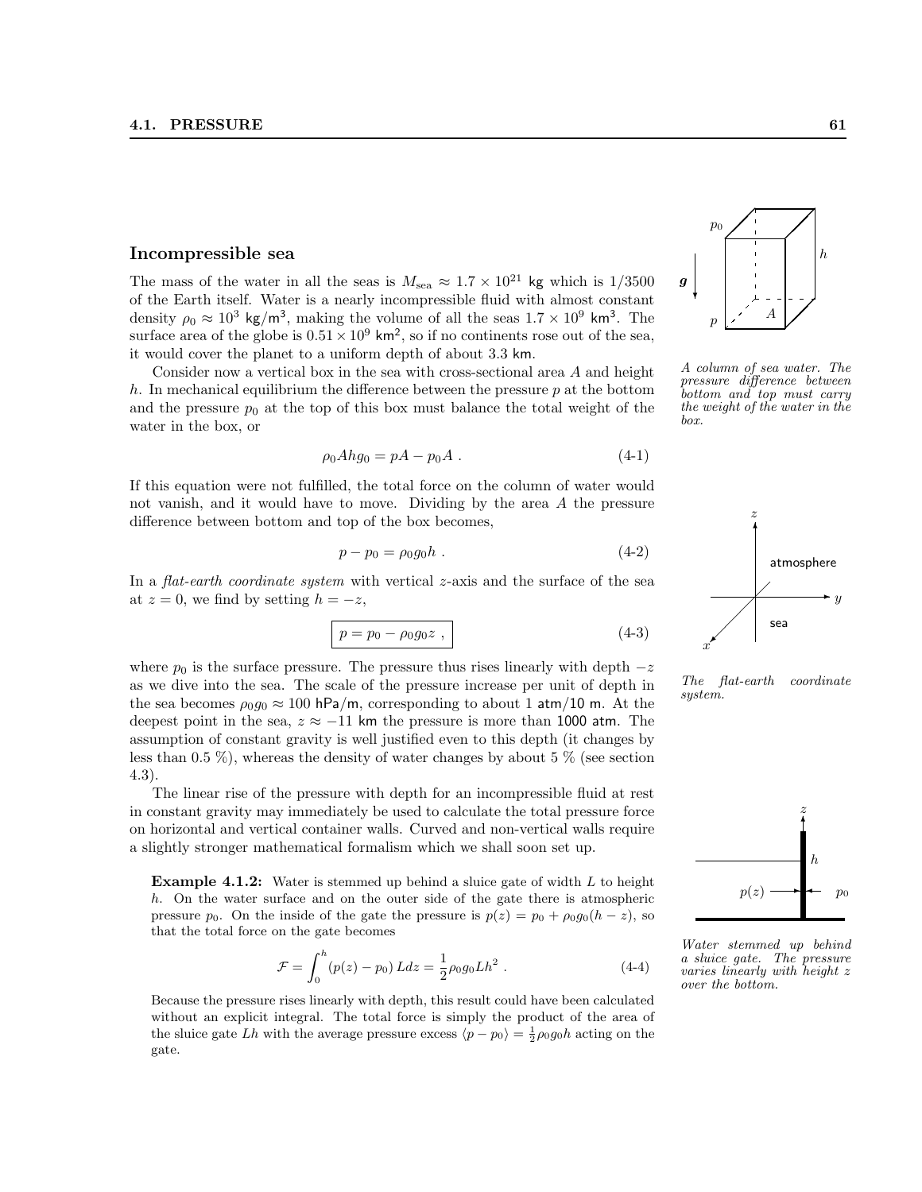## Incompressible sea

The mass of the water in all the seas is $M_{\text{sea}} \approx 1.7 \times 10^{21}$ kg which is 1/3500 of the Earth itself. Water is a nearly incompressible fluid with almost constant density $\rho_0 \approx 10^3$ kg/m$^3$, making the volume of all the seas $1.7 \times 10^9$ km$^3$. The surface area of the globe is $0.51 \times 10^9$ km$^2$, so if no continents rose out of the sea, it would cover the planet to a uniform depth of about 3.3 km.

Consider now a vertical box in the sea with cross-sectional area $A$ and height $h$. In mechanical equilibrium the difference between the pressure $p$ at the bottom and the pressure $p_0$ at the top of this box must balance the total weight of the water in the box, or

$$\rho_0 A h g_0 = pA - p_0 A \ . \tag{4-1}$$

*A column of sea water. The pressure difference between bottom and top must carry the weight of the water in the box.*

If this equation were not fulfilled, the total force on the column of water would not vanish, and it would have to move. Dividing by the area $A$ the pressure difference between bottom and top of the box becomes,

$$p - p_0 = \rho_0 g_0 h \ . \tag{4-2}$$

In a *flat-earth coordinate system* with vertical $z$-axis and the surface of the sea at $z = 0$, we find by setting $h = -z$,

$$\boxed{p = p_0 - \rho_0 g_0 z} \ , \tag{4-3}$$

*The flat-earth coordinate system.*

where $p_0$ is the surface pressure. The pressure thus rises linearly with depth $-z$ as we dive into the sea. The scale of the pressure increase per unit of depth in the sea becomes $\rho_0 g_0 \approx 100$ hPa/m, corresponding to about 1 atm/10 m. At the deepest point in the sea, $z \approx -11$ km the pressure is more than 1000 atm. The assumption of constant gravity is well justified even to this depth (it changes by less than 0.5 %), whereas the density of water changes by about 5 % (see section 4.3).

The linear rise of the pressure with depth for an incompressible fluid at rest in constant gravity may immediately be used to calculate the total pressure force on horizontal and vertical container walls. Curved and non-vertical walls require a slightly stronger mathematical formalism which we shall soon set up.

**Example 4.1.2:** Water is stemmed up behind a sluice gate of width $L$ to height $h$. On the water surface and on the outer side of the gate there is atmospheric pressure $p_0$. On the inside of the gate the pressure is $p(z) = p_0 + \rho_0 g_0 (h - z)$, so that the total force on the gate becomes

$$\mathcal{F} = \int_0^h (p(z) - p_0)\, L dz = \frac{1}{2} \rho_0 g_0 L h^2 \ . \tag{4-4}$$

Because the pressure rises linearly with depth, this result could have been calculated without an explicit integral. The total force is simply the product of the area of the sluice gate $Lh$ with the average pressure excess $\langle p - p_0 \rangle = \frac{1}{2} \rho_0 g_0 h$ acting on the gate.

*Water stemmed up behind a sluice gate. The pressure varies linearly with height $z$ over the bottom.*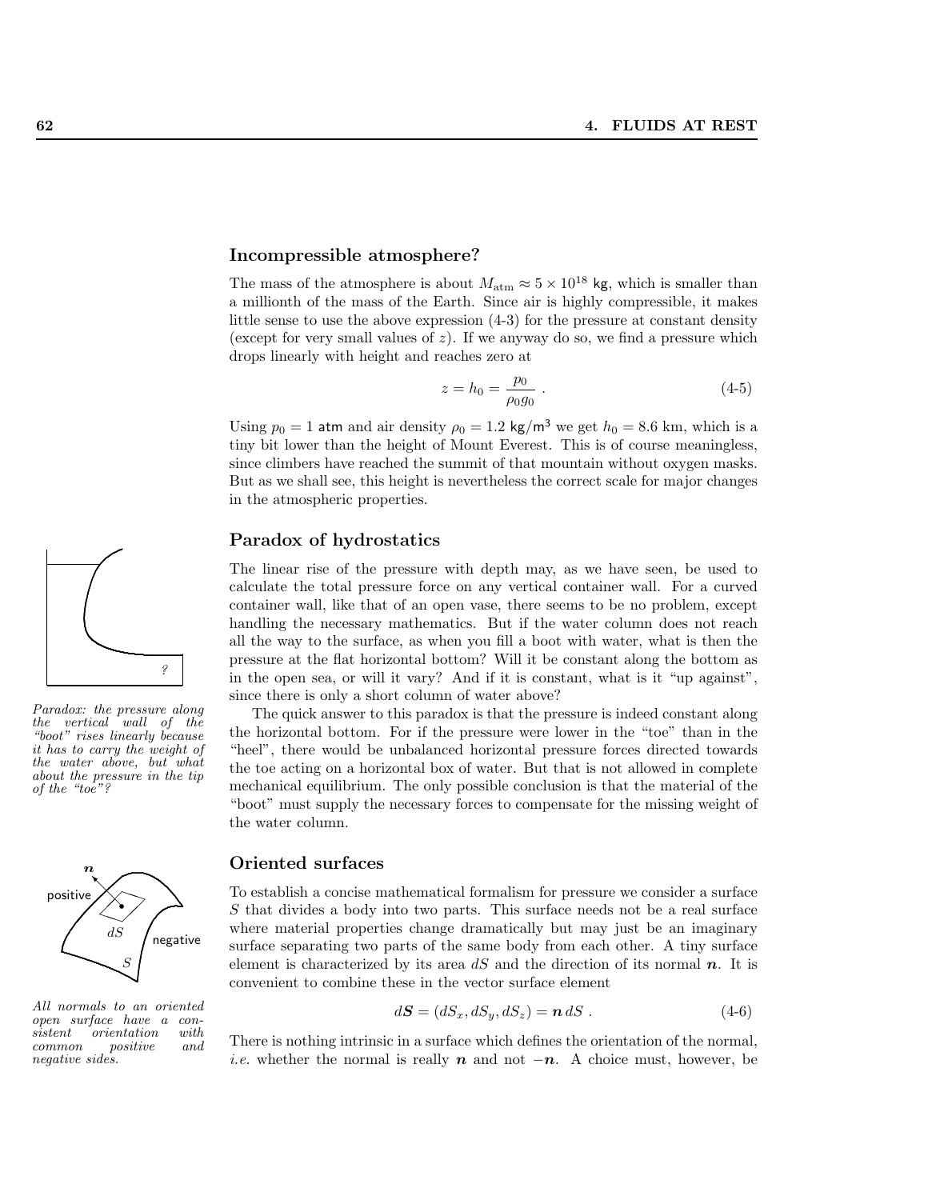## Incompressible atmosphere?

The mass of the atmosphere is about $M_{\rm atm} \approx 5 \times 10^{18}$ kg, which is smaller than a millionth of the mass of the Earth. Since air is highly compressible, it makes little sense to use the above expression (4-3) for the pressure at constant density (except for very small values of $z$). If we anyway do so, we find a pressure which drops linearly with height and reaches zero at

$$z = h_0 = \frac{p_0}{\rho_0 g_0} . \tag{4-5}$$

Using $p_0 = 1$ atm and air density $\rho_0 = 1.2$ kg/m$^3$ we get $h_0 = 8.6$ km, which is a tiny bit lower than the height of Mount Everest. This is of course meaningless, since climbers have reached the summit of that mountain without oxygen masks. But as we shall see, this height is nevertheless the correct scale for major changes in the atmospheric properties.

## Paradox of hydrostatics

*Paradox: the pressure along the vertical wall of the "boot" rises linearly because it has to carry the weight of the water above, but what about the pressure in the tip of the "toe"?*

The linear rise of the pressure with depth may, as we have seen, be used to calculate the total pressure force on any vertical container wall. For a curved container wall, like that of an open vase, there seems to be no problem, except handling the necessary mathematics. But if the water column does not reach all the way to the surface, as when you fill a boot with water, what is then the pressure at the flat horizontal bottom? Will it be constant along the bottom as in the open sea, or will it vary? And if it is constant, what is it "up against", since there is only a short column of water above?

The quick answer to this paradox is that the pressure is indeed constant along the horizontal bottom. For if the pressure were lower in the "toe" than in the "heel", there would be unbalanced horizontal pressure forces directed towards the toe acting on a horizontal box of water. But that is not allowed in complete mechanical equilibrium. The only possible conclusion is that the material of the "boot" must supply the necessary forces to compensate for the missing weight of the water column.

## Oriented surfaces

*All normals to an oriented open surface have a consistent orientation with common positive and negative sides.*

To establish a concise mathematical formalism for pressure we consider a surface $S$ that divides a body into two parts. This surface needs not be a real surface where material properties change dramatically but may just be an imaginary surface separating two parts of the same body from each other. A tiny surface element is characterized by its area $dS$ and the direction of its normal $\boldsymbol{n}$. It is convenient to combine these in the vector surface element

$$d\boldsymbol{S} = (dS_x, dS_y, dS_z) = \boldsymbol{n}\, dS . \tag{4-6}$$

There is nothing intrinsic in a surface which defines the orientation of the normal, *i.e.* whether the normal is really $\boldsymbol{n}$ and not $-\boldsymbol{n}$. A choice must, however, be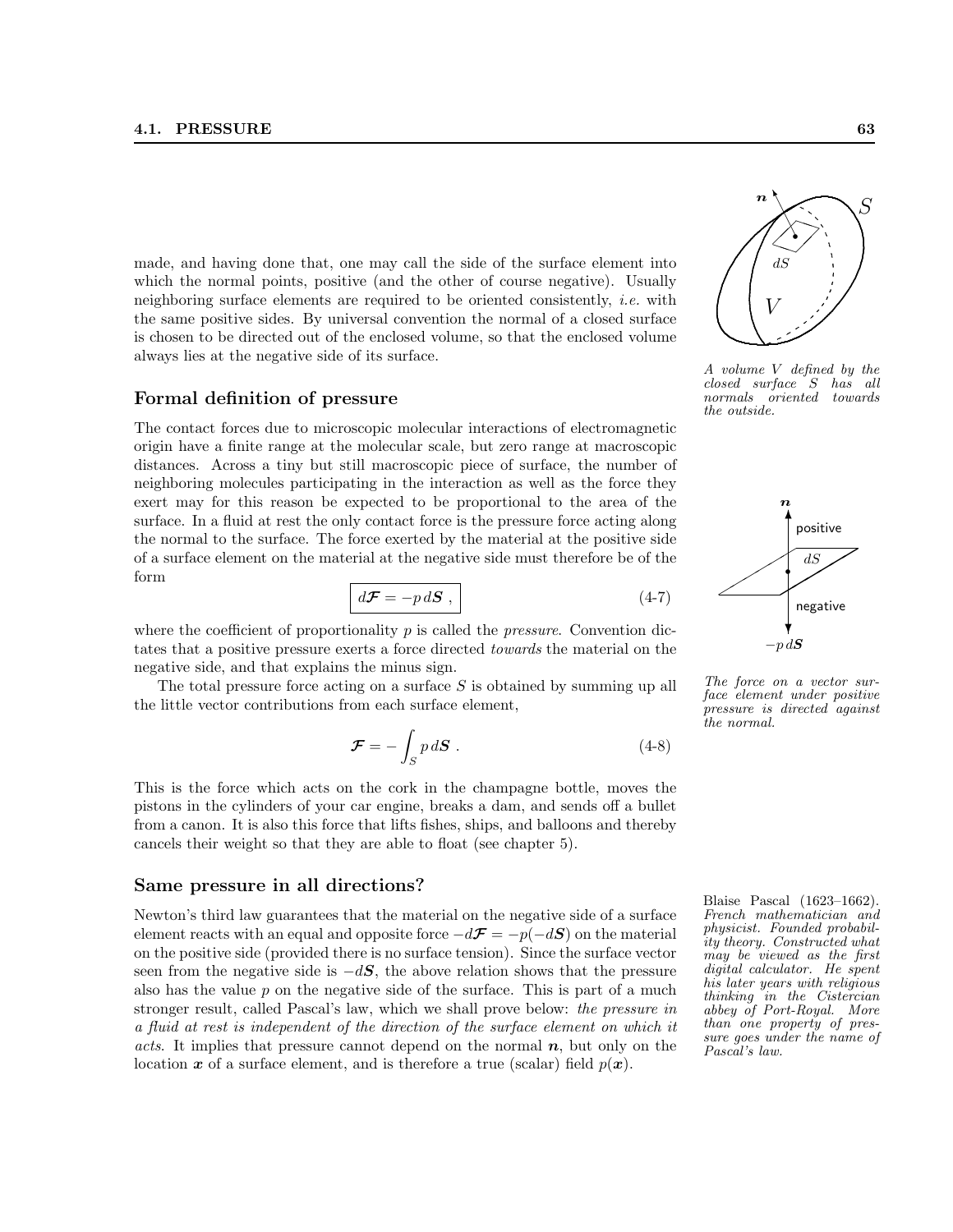made, and having done that, one may call the side of the surface element into which the normal points, positive (and the other of course negative). Usually neighboring surface elements are required to be oriented consistently, *i.e.* with the same positive sides. By universal convention the normal of a closed surface is chosen to be directed out of the enclosed volume, so that the enclosed volume always lies at the negative side of its surface.

*A volume $V$ defined by the closed surface $S$ has all normals oriented towards the outside.*

### Formal definition of pressure

The contact forces due to microscopic molecular interactions of electromagnetic origin have a finite range at the molecular scale, but zero range at macroscopic distances. Across a tiny but still macroscopic piece of surface, the number of neighboring molecules participating in the interaction as well as the force they exert may for this reason be expected to be proportional to the area of the surface. In a fluid at rest the only contact force is the pressure force acting along the normal to the surface. The force exerted by the material at the positive side of a surface element on the material at the negative side must therefore be of the form

$$d\boldsymbol{\mathcal{F}} = -p\, d\boldsymbol{S} \, , \tag{4-7}$$

where the coefficient of proportionality $p$ is called the *pressure*. Convention dictates that a positive pressure exerts a force directed *towards* the material on the negative side, and that explains the minus sign.

*The force on a vector surface element under positive pressure is directed against the normal.*

The total pressure force acting on a surface $S$ is obtained by summing up all the little vector contributions from each surface element,

$$\boldsymbol{\mathcal{F}} = -\int_S p\, d\boldsymbol{S} \, . \tag{4-8}$$

This is the force which acts on the cork in the champagne bottle, moves the pistons in the cylinders of your car engine, breaks a dam, and sends off a bullet from a canon. It is also this force that lifts fishes, ships, and balloons and thereby cancels their weight so that they are able to float (see chapter 5).

### Same pressure in all directions?

Newton's third law guarantees that the material on the negative side of a surface element reacts with an equal and opposite force $-d\boldsymbol{\mathcal{F}} = -p(-d\boldsymbol{S})$ on the material on the positive side (provided there is no surface tension). Since the surface vector seen from the negative side is $-d\boldsymbol{S}$, the above relation shows that the pressure also has the value $p$ on the negative side of the surface. This is part of a much stronger result, called Pascal's law, which we shall prove below: *the pressure in a fluid at rest is independent of the direction of the surface element on which it acts*. It implies that pressure cannot depend on the normal $\boldsymbol{n}$, but only on the location $\boldsymbol{x}$ of a surface element, and is therefore a true (scalar) field $p(\boldsymbol{x})$.

Blaise Pascal (1623–1662). *French mathematician and physicist. Founded probability theory. Constructed what may be viewed as the first digital calculator. He spent his later years with religious thinking in the Cistercian abbey of Port-Royal. More than one property of pressure goes under the name of Pascal's law.*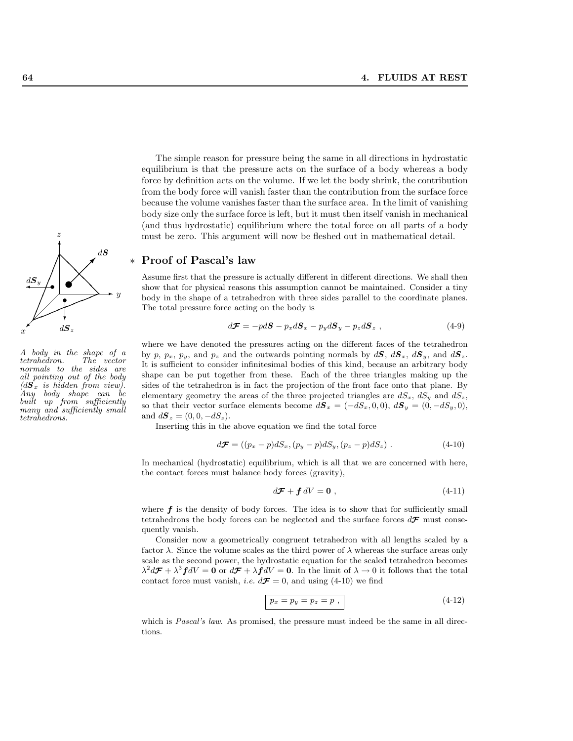The simple reason for pressure being the same in all directions in hydrostatic equilibrium is that the pressure acts on the surface of a body whereas a body force by definition acts on the volume. If we let the body shrink, the contribution from the body force will vanish faster than the contribution from the surface force because the volume vanishes faster than the surface area. In the limit of vanishing body size only the surface force is left, but it must then itself vanish in mechanical (and thus hydrostatic) equilibrium where the total force on all parts of a body must be zero. This argument will now be fleshed out in mathematical detail.

## ∗ Proof of Pascal's law

Assume first that the pressure is actually different in different directions. We shall then show that for physical reasons this assumption cannot be maintained. Consider a tiny body in the shape of a tetrahedron with three sides parallel to the coordinate planes. The total pressure force acting on the body is

$$d\boldsymbol{\mathcal{F}} = -p d\boldsymbol{S} - p_x d\boldsymbol{S}_x - p_y d\boldsymbol{S}_y - p_z d\boldsymbol{S}_z \ , \tag{4-9}$$

*A body in the shape of a tetrahedron. The vector normals to the sides are all pointing out of the body ($d\boldsymbol{S}_x$ is hidden from view). Any body shape can be built up from sufficiently many and sufficiently small tetrahedrons.*

where we have denoted the pressures acting on the different faces of the tetrahedron by $p$, $p_x$, $p_y$, and $p_z$ and the outwards pointing normals by $d\boldsymbol{S}$, $d\boldsymbol{S}_x$, $d\boldsymbol{S}_y$, and $d\boldsymbol{S}_z$. It is sufficient to consider infinitesimal bodies of this kind, because an arbitrary body shape can be put together from these. Each of the three triangles making up the sides of the tetrahedron is in fact the projection of the front face onto that plane. By elementary geometry the areas of the three projected triangles are $dS_x$, $dS_y$ and $dS_z$, so that their vector surface elements become $d\boldsymbol{S}_x = (-dS_x, 0, 0)$, $d\boldsymbol{S}_y = (0, -dS_y, 0)$, and $d\boldsymbol{S}_z = (0, 0, -dS_z)$.

Inserting this in the above equation we find the total force

$$d\boldsymbol{\mathcal{F}} = ((p_x - p)dS_x, (p_y - p)dS_y, (p_z - p)dS_z) \ . \tag{4-10}$$

In mechanical (hydrostatic) equilibrium, which is all that we are concerned with here, the contact forces must balance body forces (gravity),

$$d\boldsymbol{\mathcal{F}} + \boldsymbol{f}\, dV = \boldsymbol{0} \ , \tag{4-11}$$

where $\boldsymbol{f}$ is the density of body forces. The idea is to show that for sufficiently small tetrahedrons the body forces can be neglected and the surface forces $d\boldsymbol{\mathcal{F}}$ must consequently vanish.

Consider now a geometrically congruent tetrahedron with all lengths scaled by a factor $\lambda$. Since the volume scales as the third power of $\lambda$ whereas the surface areas only scale as the second power, the hydrostatic equation for the scaled tetrahedron becomes $\lambda^2 d\boldsymbol{\mathcal{F}} + \lambda^3 \boldsymbol{f} dV = \boldsymbol{0}$ or $d\boldsymbol{\mathcal{F}} + \lambda \boldsymbol{f} dV = \boldsymbol{0}$. In the limit of $\lambda \to 0$ it follows that the total contact force must vanish, *i.e.* $d\boldsymbol{\mathcal{F}} = 0$, and using (4-10) we find

$$\boxed{p_x = p_y = p_z = p \ ,} \tag{4-12}$$

which is *Pascal's law*. As promised, the pressure must indeed be the same in all directions.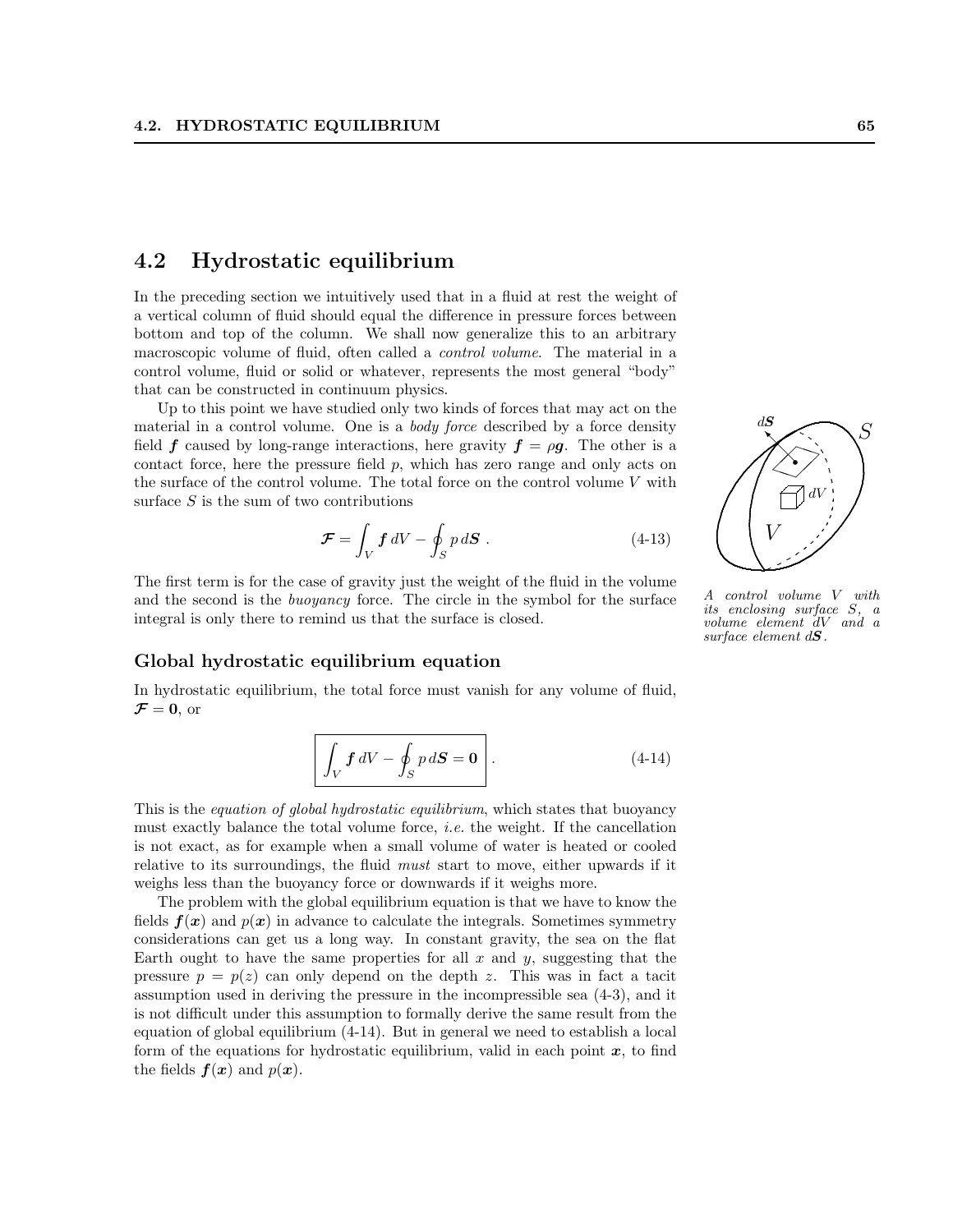## 4.2 Hydrostatic equilibrium

In the preceding section we intuitively used that in a fluid at rest the weight of a vertical column of fluid should equal the difference in pressure forces between bottom and top of the column. We shall now generalize this to an arbitrary macroscopic volume of fluid, often called a *control volume*. The material in a control volume, fluid or solid or whatever, represents the most general "body" that can be constructed in continuum physics.

Up to this point we have studied only two kinds of forces that may act on the material in a control volume. One is a *body force* described by a force density field $\boldsymbol{f}$ caused by long-range interactions, here gravity $\boldsymbol{f} = \rho \boldsymbol{g}$. The other is a contact force, here the pressure field $p$, which has zero range and only acts on the surface of the control volume. The total force on the control volume $V$ with surface $S$ is the sum of two contributions

$$\boldsymbol{\mathcal{F}} = \int_V \boldsymbol{f} \, dV - \oint_S p \, d\boldsymbol{S} \; . \tag{4-13}$$

The first term is for the case of gravity just the weight of the fluid in the volume and the second is the *buoyancy* force. The circle in the symbol for the surface integral is only there to remind us that the surface is closed.

*A control volume $V$ with its enclosing surface $S$, a volume element $dV$ and a surface element $d\boldsymbol{S}$.*

### Global hydrostatic equilibrium equation

In hydrostatic equilibrium, the total force must vanish for any volume of fluid, $\boldsymbol{\mathcal{F}} = \boldsymbol{0}$, or

$$\boxed{\int_V \boldsymbol{f} \, dV - \oint_S p \, d\boldsymbol{S} = \boldsymbol{0}} \; . \tag{4-14}$$

This is the *equation of global hydrostatic equilibrium*, which states that buoyancy must exactly balance the total volume force, *i.e.* the weight. If the cancellation is not exact, as for example when a small volume of water is heated or cooled relative to its surroundings, the fluid *must* start to move, either upwards if it weighs less than the buoyancy force or downwards if it weighs more.

The problem with the global equilibrium equation is that we have to know the fields $\boldsymbol{f}(\boldsymbol{x})$ and $p(\boldsymbol{x})$ in advance to calculate the integrals. Sometimes symmetry considerations can get us a long way. In constant gravity, the sea on the flat Earth ought to have the same properties for all $x$ and $y$, suggesting that the pressure $p = p(z)$ can only depend on the depth $z$. This was in fact a tacit assumption used in deriving the pressure in the incompressible sea (4-3), and it is not difficult under this assumption to formally derive the same result from the equation of global equilibrium (4-14). But in general we need to establish a local form of the equations for hydrostatic equilibrium, valid in each point $\boldsymbol{x}$, to find the fields $\boldsymbol{f}(\boldsymbol{x})$ and $p(\boldsymbol{x})$.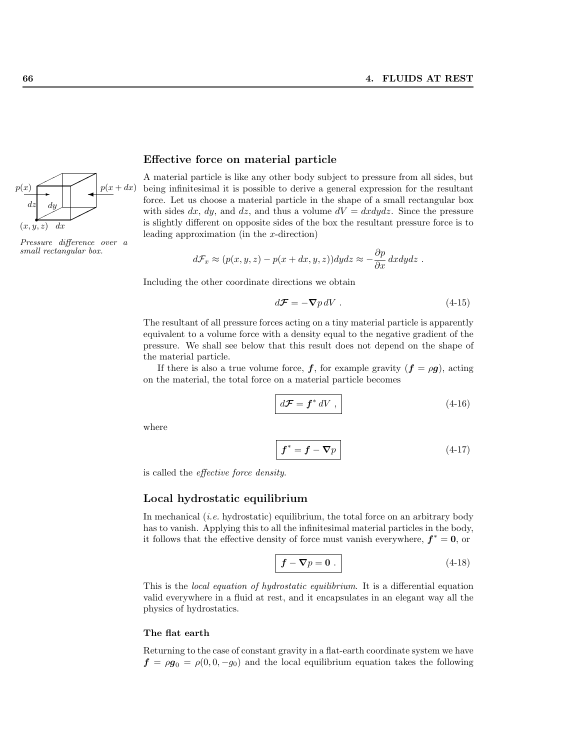## Effective force on material particle

A material particle is like any other body subject to pressure from all sides, but being infinitesimal it is possible to derive a general expression for the resultant force. Let us choose a material particle in the shape of a small rectangular box with sides $dx$, $dy$, and $dz$, and thus a volume $dV = dxdydz$. Since the pressure is slightly different on opposite sides of the box the resultant pressure force is to leading approximation (in the $x$-direction)

*Pressure difference over a small rectangular box.*

$$d\mathcal{F}_x \approx (p(x,y,z) - p(x+dx,y,z))dydz \approx -\frac{\partial p}{\partial x}\, dxdydz \;.$$

Including the other coordinate directions we obtain

$$d\boldsymbol{\mathcal{F}} = -\boldsymbol{\nabla} p \, dV \;. \tag{4-15}$$

The resultant of all pressure forces acting on a tiny material particle is apparently equivalent to a volume force with a density equal to the negative gradient of the pressure. We shall see below that this result does not depend on the shape of the material particle.

If there is also a true volume force, $\boldsymbol{f}$, for example gravity ($\boldsymbol{f} = \rho \boldsymbol{g}$), acting on the material, the total force on a material particle becomes

$$\boxed{d\boldsymbol{\mathcal{F}} = \boldsymbol{f}^* \, dV \;,} \tag{4-16}$$

where

$$\boxed{\boldsymbol{f}^* = \boldsymbol{f} - \boldsymbol{\nabla} p} \tag{4-17}$$

is called the *effective force density*.

## Local hydrostatic equilibrium

In mechanical (*i.e.* hydrostatic) equilibrium, the total force on an arbitrary body has to vanish. Applying this to all the infinitesimal material particles in the body, it follows that the effective density of force must vanish everywhere, $\boldsymbol{f}^* = \boldsymbol{0}$, or

$$\boxed{\boldsymbol{f} - \boldsymbol{\nabla} p = \boldsymbol{0} \;.} \tag{4-18}$$

This is the *local equation of hydrostatic equilibrium*. It is a differential equation valid everywhere in a fluid at rest, and it encapsulates in an elegant way all the physics of hydrostatics.

### The flat earth

Returning to the case of constant gravity in a flat-earth coordinate system we have $\boldsymbol{f} = \rho \boldsymbol{g}_0 = \rho(0, 0, -g_0)$ and the local equilibrium equation takes the following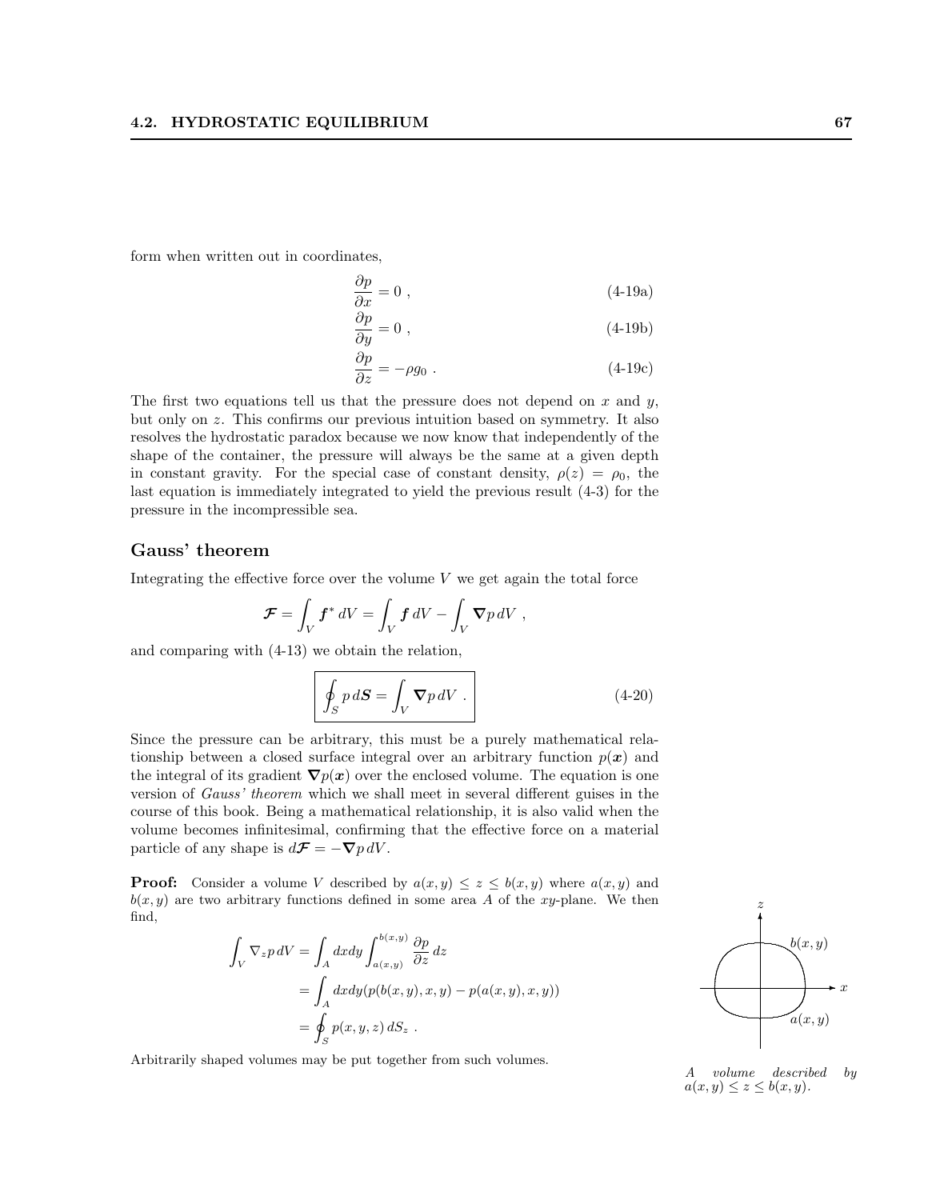form when written out in coordinates,

$$\frac{\partial p}{\partial x} = 0 \ , \tag{4-19a}$$

$$\frac{\partial p}{\partial y} = 0 \ , \tag{4-19b}$$

$$\frac{\partial p}{\partial z} = -\rho g_0 \ . \tag{4-19c}$$

The first two equations tell us that the pressure does not depend on $x$ and $y$, but only on $z$. This confirms our previous intuition based on symmetry. It also resolves the hydrostatic paradox because we now know that independently of the shape of the container, the pressure will always be the same at a given depth in constant gravity. For the special case of constant density, $\rho(z) = \rho_0$, the last equation is immediately integrated to yield the previous result (4-3) for the pressure in the incompressible sea.

## Gauss' theorem

Integrating the effective force over the volume $V$ we get again the total force

$$\boldsymbol{\mathcal{F}} = \int_V \boldsymbol{f}^* \, dV = \int_V \boldsymbol{f} \, dV - \int_V \boldsymbol{\nabla} p \, dV \ ,$$

and comparing with (4-13) we obtain the relation,

$$\boxed{\oint_S p \, d\boldsymbol{S} = \int_V \boldsymbol{\nabla} p \, dV \ .} \tag{4-20}$$

Since the pressure can be arbitrary, this must be a purely mathematical relationship between a closed surface integral over an arbitrary function $p(\boldsymbol{x})$ and the integral of its gradient $\boldsymbol{\nabla} p(\boldsymbol{x})$ over the enclosed volume. The equation is one version of *Gauss' theorem* which we shall meet in several different guises in the course of this book. Being a mathematical relationship, it is also valid when the volume becomes infinitesimal, confirming that the effective force on a material particle of any shape is $d\boldsymbol{\mathcal{F}} = -\boldsymbol{\nabla} p \, dV$.

**Proof:** Consider a volume $V$ described by $a(x, y) \leq z \leq b(x, y)$ where $a(x, y)$ and $b(x, y)$ are two arbitrary functions defined in some area $A$ of the $xy$-plane. We then find,

$$\begin{aligned}
\int_V \nabla_z p \, dV &= \int_A dxdy \int_{a(x,y)}^{b(x,y)} \frac{\partial p}{\partial z} \, dz \\
&= \int_A dxdy (p(b(x, y), x, y) - p(a(x, y), x, y)) \\
&= \oint_S p(x, y, z) \, dS_z \ .
\end{aligned}$$

Arbitrarily shaped volumes may be put together from such volumes.

*A volume described by $a(x, y) \leq z \leq b(x, y)$.*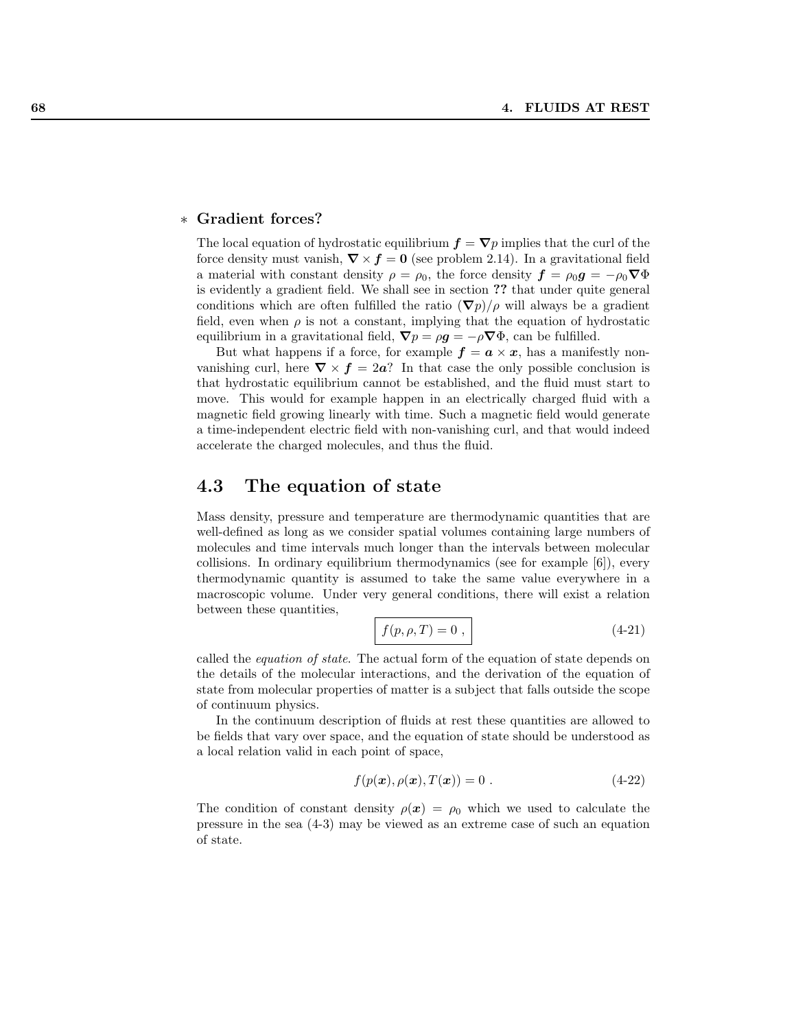### * Gradient forces?

The local equation of hydrostatic equilibrium $\boldsymbol{f} = \boldsymbol{\nabla} p$ implies that the curl of the force density must vanish, $\boldsymbol{\nabla} \times \boldsymbol{f} = \boldsymbol{0}$ (see problem 2.14). In a gravitational field a material with constant density $\rho = \rho_0$, the force density $\boldsymbol{f} = \rho_0 \boldsymbol{g} = -\rho_0 \boldsymbol{\nabla} \Phi$ is evidently a gradient field. We shall see in section **??** that under quite general conditions which are often fulfilled the ratio $(\boldsymbol{\nabla} p)/\rho$ will always be a gradient field, even when $\rho$ is not a constant, implying that the equation of hydrostatic equilibrium in a gravitational field, $\boldsymbol{\nabla} p = \rho \boldsymbol{g} = -\rho \boldsymbol{\nabla} \Phi$, can be fulfilled.

But what happens if a force, for example $\boldsymbol{f} = \boldsymbol{a} \times \boldsymbol{x}$, has a manifestly non-vanishing curl, here $\boldsymbol{\nabla} \times \boldsymbol{f} = 2\boldsymbol{a}$? In that case the only possible conclusion is that hydrostatic equilibrium cannot be established, and the fluid must start to move. This would for example happen in an electrically charged fluid with a magnetic field growing linearly with time. Such a magnetic field would generate a time-independent electric field with non-vanishing curl, and that would indeed accelerate the charged molecules, and thus the fluid.

## 4.3 The equation of state

Mass density, pressure and temperature are thermodynamic quantities that are well-defined as long as we consider spatial volumes containing large numbers of molecules and time intervals much longer than the intervals between molecular collisions. In ordinary equilibrium thermodynamics (see for example [6]), every thermodynamic quantity is assumed to take the same value everywhere in a macroscopic volume. Under very general conditions, there will exist a relation between these quantities,

$$\boxed{f(p, \rho, T) = 0 \ ,} \tag{4-21}$$

called the *equation of state*. The actual form of the equation of state depends on the details of the molecular interactions, and the derivation of the equation of state from molecular properties of matter is a subject that falls outside the scope of continuum physics.

In the continuum description of fluids at rest these quantities are allowed to be fields that vary over space, and the equation of state should be understood as a local relation valid in each point of space,

$$f(p(\boldsymbol{x}), \rho(\boldsymbol{x}), T(\boldsymbol{x})) = 0 \ . \tag{4-22}$$

The condition of constant density $\rho(\boldsymbol{x}) = \rho_0$ which we used to calculate the pressure in the sea (4-3) may be viewed as an extreme case of such an equation of state.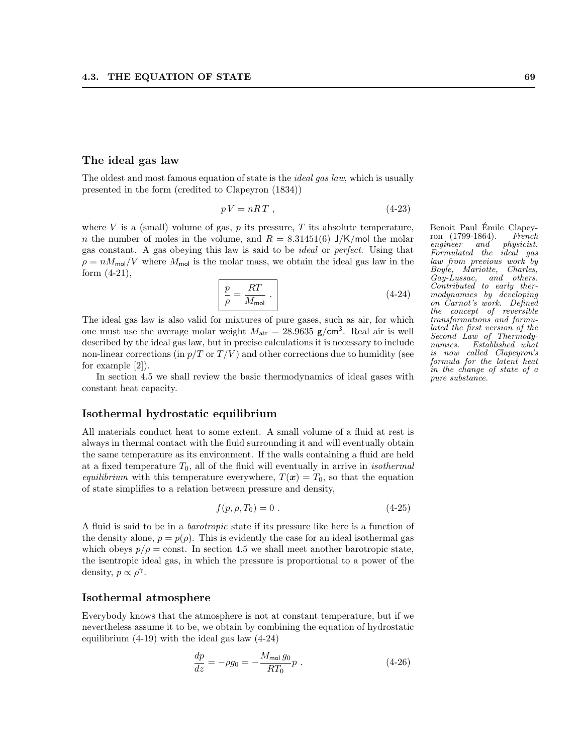### The ideal gas law

The oldest and most famous equation of state is the *ideal gas law*, which is usually presented in the form (credited to Clapeyron (1834))

$$pV = nRT \; , \tag{4-23}$$

where $V$ is a (small) volume of gas, $p$ its pressure, $T$ its absolute temperature, $n$ the number of moles in the volume, and $R = 8.31451(6)$ J/K/mol the molar gas constant. A gas obeying this law is said to be *ideal* or *perfect*. Using that $\rho = nM_{\mathsf{mol}}/V$ where $M_{\mathsf{mol}}$ is the molar mass, we obtain the ideal gas law in the form (4-21),

$$\boxed{\frac{p}{\rho} = \frac{RT}{M_{\mathsf{mol}}}} \; . \tag{4-24}$$

The ideal gas law is also valid for mixtures of pure gases, such as air, for which one must use the average molar weight $M_{\rm air} = 28.9635$ g/cm$^3$. Real air is well described by the ideal gas law, but in precise calculations it is necessary to include non-linear corrections (in $p/T$ or $T/V$) and other corrections due to humidity (see for example [2]).

In section 4.5 we shall review the basic thermodynamics of ideal gases with constant heat capacity.

Benoit Paul Émile Clapeyron (1799-1864). *French engineer and physicist. Formulated the ideal gas law from previous work by Boyle, Mariotte, Charles, Gay-Lussac, and others. Contributed to early thermodynamics by developing on Carnot's work. Defined the concept of reversible transformations and formulated the first version of the Second Law of Thermodynamics. Established what is now called Clapeyron's formula for the latent heat in the change of state of a pure substance.*

### Isothermal hydrostatic equilibrium

All materials conduct heat to some extent. A small volume of a fluid at rest is always in thermal contact with the fluid surrounding it and will eventually obtain the same temperature as its environment. If the walls containing a fluid are held at a fixed temperature $T_0$, all of the fluid will eventually in arrive in *isothermal equilibrium* with this temperature everywhere, $T(\boldsymbol{x}) = T_0$, so that the equation of state simplifies to a relation between pressure and density,

$$f(p, \rho, T_0) = 0 \; . \tag{4-25}$$

A fluid is said to be in a *barotropic* state if its pressure like here is a function of the density alone, $p = p(\rho)$. This is evidently the case for an ideal isothermal gas which obeys $p/\rho = \text{const}$. In section 4.5 we shall meet another barotropic state, the isentropic ideal gas, in which the pressure is proportional to a power of the density, $p \propto \rho^\gamma$.

### Isothermal atmosphere

Everybody knows that the atmosphere is not at constant temperature, but if we nevertheless assume it to be, we obtain by combining the equation of hydrostatic equilibrium (4-19) with the ideal gas law (4-24)

$$\frac{dp}{dz} = -\rho g_0 = -\frac{M_{\mathsf{mol}}\, g_0}{RT_0} p \; . \tag{4-26}$$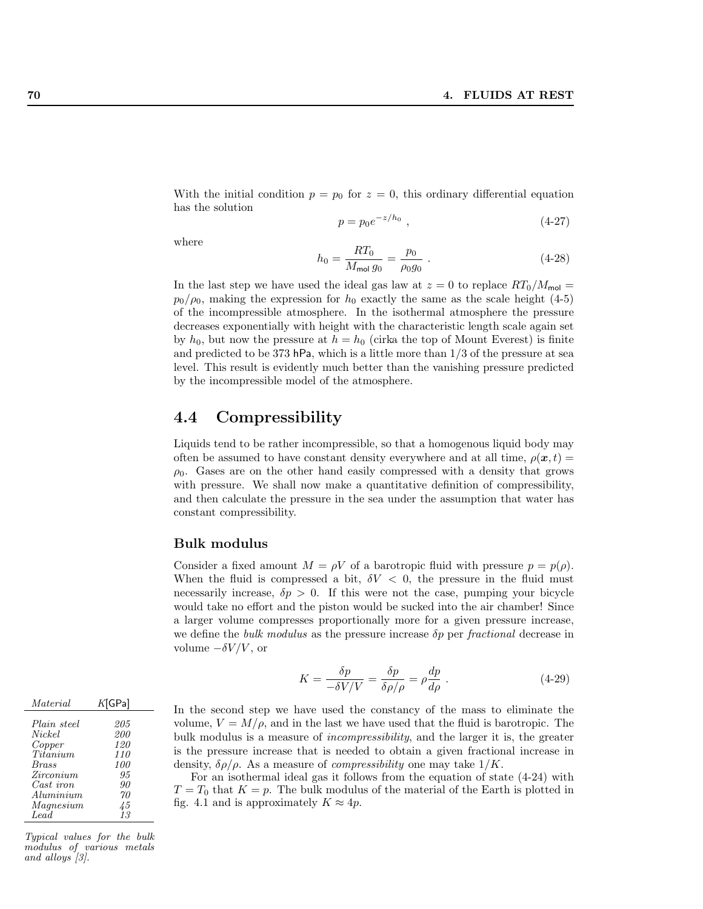With the initial condition $p = p_0$ for $z = 0$, this ordinary differential equation has the solution

$$p = p_0 e^{-z/h_0} , \tag{4-27}$$

where

$$h_0 = \frac{RT_0}{M_{\mathsf{mol}}\, g_0} = \frac{p_0}{\rho_0 g_0} . \tag{4-28}$$

In the last step we have used the ideal gas law at $z = 0$ to replace $RT_0/M_{\mathsf{mol}} = p_0/\rho_0$, making the expression for $h_0$ exactly the same as the scale height (4-5) of the incompressible atmosphere. In the isothermal atmosphere the pressure decreases exponentially with height with the characteristic length scale again set by $h_0$, but now the pressure at $h = h_0$ (cirka the top of Mount Everest) is finite and predicted to be 373 hPa, which is a little more than 1/3 of the pressure at sea level. This result is evidently much better than the vanishing pressure predicted by the incompressible model of the atmosphere.

## 4.4 Compressibility

Liquids tend to be rather incompressible, so that a homogenous liquid body may often be assumed to have constant density everywhere and at all time, $\rho(\boldsymbol{x}, t) = \rho_0$. Gases are on the other hand easily compressed with a density that grows with pressure. We shall now make a quantitative definition of compressibility, and then calculate the pressure in the sea under the assumption that water has constant compressibility.

### Bulk modulus

Consider a fixed amount $M = \rho V$ of a barotropic fluid with pressure $p = p(\rho)$. When the fluid is compressed a bit, $\delta V < 0$, the pressure in the fluid must necessarily increase, $\delta p > 0$. If this were not the case, pumping your bicycle would take no effort and the piston would be sucked into the air chamber! Since a larger volume compresses proportionally more for a given pressure increase, we define the *bulk modulus* as the pressure increase $\delta p$ per *fractional* decrease in volume $-\delta V/V$, or

$$K = \frac{\delta p}{-\delta V/V} = \frac{\delta p}{\delta \rho/\rho} = \rho \frac{dp}{d\rho} . \tag{4-29}$$

In the second step we have used the constancy of the mass to eliminate the volume, $V = M/\rho$, and in the last we have used that the fluid is barotropic. The bulk modulus is a measure of *incompressibility*, and the larger it is, the greater is the pressure increase that is needed to obtain a given fractional increase in density, $\delta\rho/\rho$. As a measure of *compressibility* one may take $1/K$.

For an isothermal ideal gas it follows from the equation of state (4-24) with $T = T_0$ that $K = p$. The bulk modulus of the material of the Earth is plotted in fig. 4.1 and is approximately $K \approx 4p$.

| *Material* | $K$[GPa] |
|---|---|
| *Plain steel* | 205 |
| *Nickel* | 200 |
| *Copper* | 120 |
| *Titanium* | 110 |
| *Brass* | 100 |
| *Zirconium* | 95 |
| *Cast iron* | 90 |
| *Aluminium* | 70 |
| *Magnesium* | 45 |
| *Lead* | 13 |

*Typical values for the bulk modulus of various metals and alloys [3].*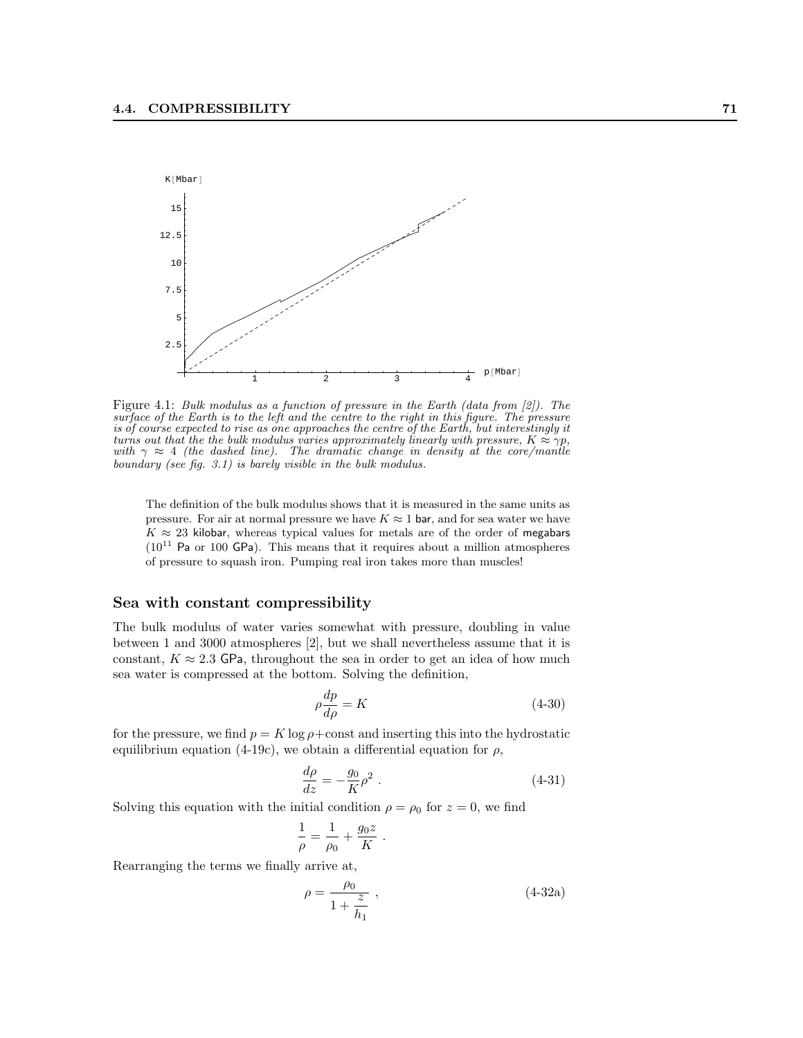Figure 4.1: *Bulk modulus as a function of pressure in the Earth (data from [2]). The surface of the Earth is to the left and the centre to the right in this figure. The pressure is of course expected to rise as one approaches the centre of the Earth, but interestingly it turns out that the the bulk modulus varies approximately linearly with pressure, $K \approx \gamma p$, with $\gamma \approx 4$ (the dashed line). The dramatic change in density at the core/mantle boundary (see fig. 3.1) is barely visible in the bulk modulus.*

The definition of the bulk modulus shows that it is measured in the same units as pressure. For air at normal pressure we have $K \approx 1$ bar, and for sea water we have $K \approx 23$ kilobar, whereas typical values for metals are of the order of megabars ($10^{11}$ Pa or 100 GPa). This means that it requires about a million atmospheres of pressure to squash iron. Pumping real iron takes more than muscles!

### Sea with constant compressibility

The bulk modulus of water varies somewhat with pressure, doubling in value between 1 and 3000 atmospheres [2], but we shall nevertheless assume that it is constant, $K \approx 2.3$ GPa, throughout the sea in order to get an idea of how much sea water is compressed at the bottom. Solving the definition,

$$\rho \frac{dp}{d\rho} = K \tag{4-30}$$

for the pressure, we find $p = K \log \rho + \text{const}$ and inserting this into the hydrostatic equilibrium equation (4-19c), we obtain a differential equation for $\rho$,

$$\frac{d\rho}{dz} = -\frac{g_0}{K}\rho^2 \ . \tag{4-31}$$

Solving this equation with the initial condition $\rho = \rho_0$ for $z = 0$, we find

$$\frac{1}{\rho} = \frac{1}{\rho_0} + \frac{g_0 z}{K} \ .$$

Rearranging the terms we finally arrive at,

$$\rho = \frac{\rho_0}{1 + \dfrac{z}{h_1}} \ , \tag{4-32a}$$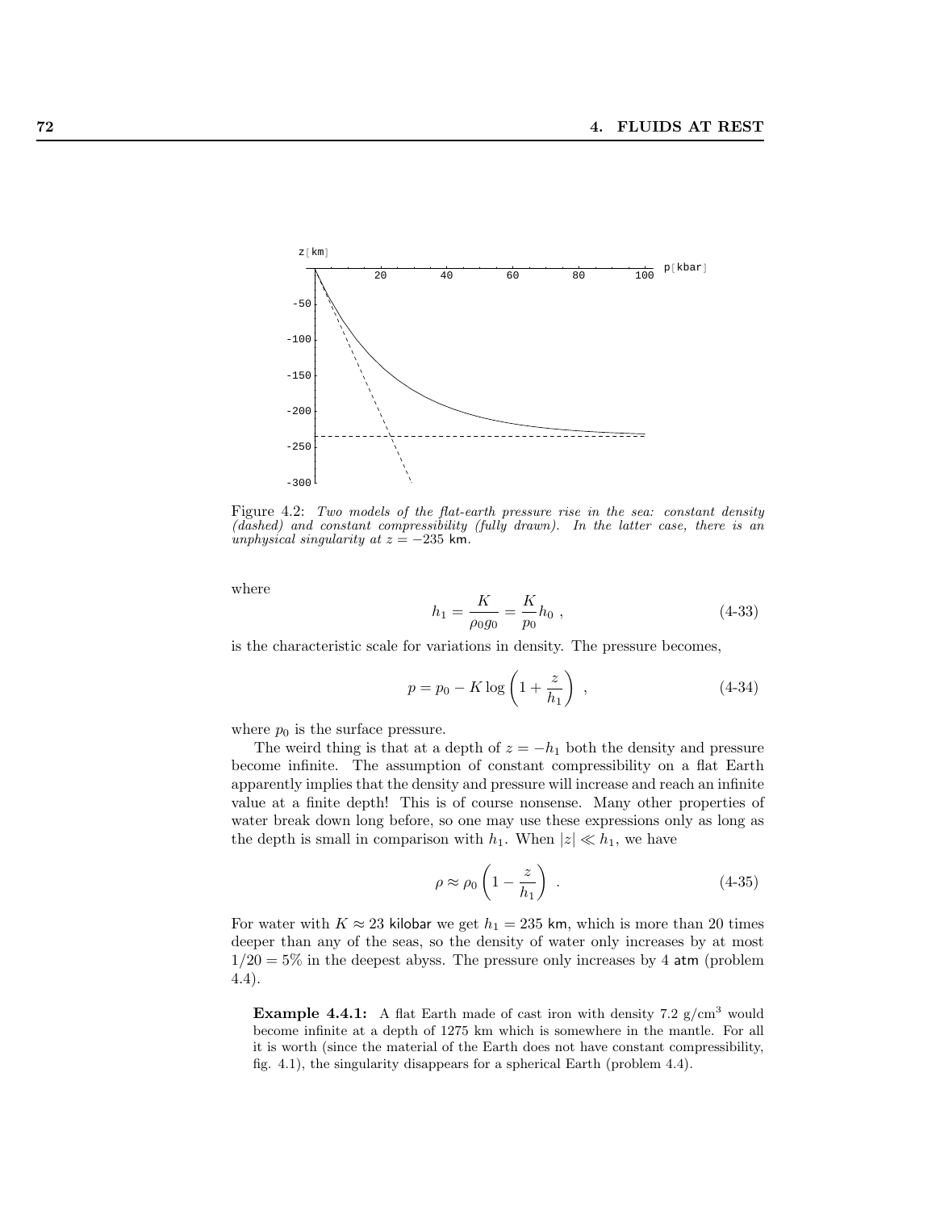Figure 4.2: *Two models of the flat-earth pressure rise in the sea: constant density (dashed) and constant compressibility (fully drawn). In the latter case, there is an unphysical singularity at $z = -235$ km.*

where

$$h_1 = \frac{K}{\rho_0 g_0} = \frac{K}{p_0} h_0 \ , \tag{4-33}$$

is the characteristic scale for variations in density. The pressure becomes,

$$p = p_0 - K \log\left(1 + \frac{z}{h_1}\right) \ , \tag{4-34}$$

where $p_0$ is the surface pressure.

The weird thing is that at a depth of $z = -h_1$ both the density and pressure become infinite. The assumption of constant compressibility on a flat Earth apparently implies that the density and pressure will increase and reach an infinite value at a finite depth! This is of course nonsense. Many other properties of water break down long before, so one may use these expressions only as long as the depth is small in comparison with $h_1$. When $|z| \ll h_1$, we have

$$\rho \approx \rho_0 \left(1 - \frac{z}{h_1}\right) \ . \tag{4-35}$$

For water with $K \approx 23$ kilobar we get $h_1 = 235$ km, which is more than 20 times deeper than any of the seas, so the density of water only increases by at most $1/20 = 5\%$ in the deepest abyss. The pressure only increases by 4 atm (problem 4.4).

**Example 4.4.1:** A flat Earth made of cast iron with density 7.2 g/cm$^3$ would become infinite at a depth of 1275 km which is somewhere in the mantle. For all it is worth (since the material of the Earth does not have constant compressibility, fig. 4.1), the singularity disappears for a spherical Earth (problem 4.4).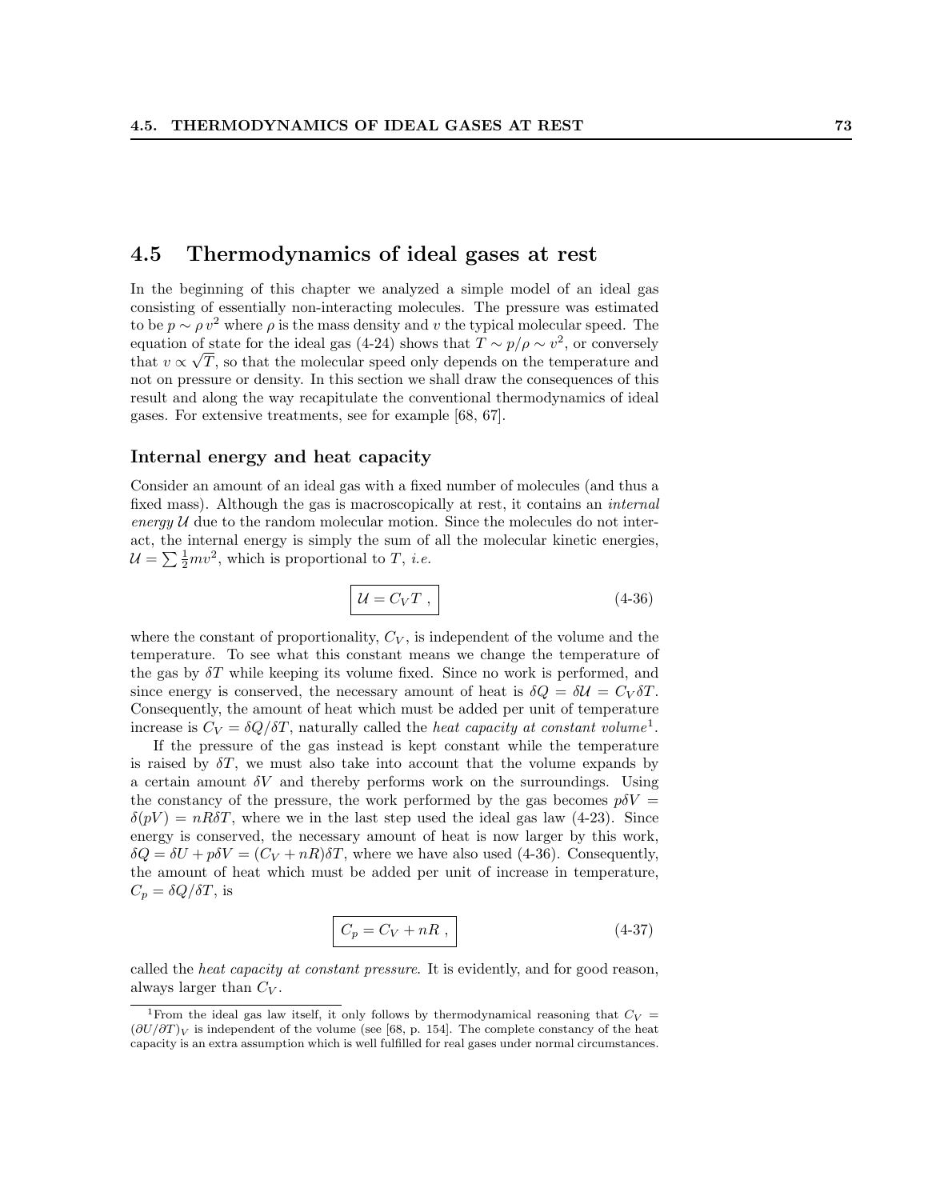## 4.5 Thermodynamics of ideal gases at rest

In the beginning of this chapter we analyzed a simple model of an ideal gas consisting of essentially non-interacting molecules. The pressure was estimated to be $p \sim \rho v^2$ where $\rho$ is the mass density and $v$ the typical molecular speed. The equation of state for the ideal gas (4-24) shows that $T \sim p/\rho \sim v^2$, or conversely that $v \propto \sqrt{T}$, so that the molecular speed only depends on the temperature and not on pressure or density. In this section we shall draw the consequences of this result and along the way recapitulate the conventional thermodynamics of ideal gases. For extensive treatments, see for example [68, 67].

### Internal energy and heat capacity

Consider an amount of an ideal gas with a fixed number of molecules (and thus a fixed mass). Although the gas is macroscopically at rest, it contains an *internal energy* $\mathcal{U}$ due to the random molecular motion. Since the molecules do not interact, the internal energy is simply the sum of all the molecular kinetic energies, $\mathcal{U} = \sum \frac{1}{2}mv^2$, which is proportional to $T$, *i.e.*

$$\boxed{\mathcal{U} = C_V T}\ , \tag{4-36}$$

where the constant of proportionality, $C_V$, is independent of the volume and the temperature. To see what this constant means we change the temperature of the gas by $\delta T$ while keeping its volume fixed. Since no work is performed, and since energy is conserved, the necessary amount of heat is $\delta Q = \delta\mathcal{U} = C_V \delta T$. Consequently, the amount of heat which must be added per unit of temperature increase is $C_V = \delta Q/\delta T$, naturally called the *heat capacity at constant volume*[1].

If the pressure of the gas instead is kept constant while the temperature is raised by $\delta T$, we must also take into account that the volume expands by a certain amount $\delta V$ and thereby performs work on the surroundings. Using the constancy of the pressure, the work performed by the gas becomes $p\delta V = \delta(pV) = nR\delta T$, where we in the last step used the ideal gas law (4-23). Since energy is conserved, the necessary amount of heat is now larger by this work, $\delta Q = \delta U + p\delta V = (C_V + nR)\delta T$, where we have also used (4-36). Consequently, the amount of heat which must be added per unit of increase in temperature, $C_p = \delta Q/\delta T$, is

$$\boxed{C_p = C_V + nR}\ , \tag{4-37}$$

called the *heat capacity at constant pressure*. It is evidently, and for good reason, always larger than $C_V$.

[1] From the ideal gas law itself, it only follows by thermodynamical reasoning that $C_V = (\partial U/\partial T)_V$ is independent of the volume (see [68, p. 154]. The complete constancy of the heat capacity is an extra assumption which is well fulfilled for real gases under normal circumstances.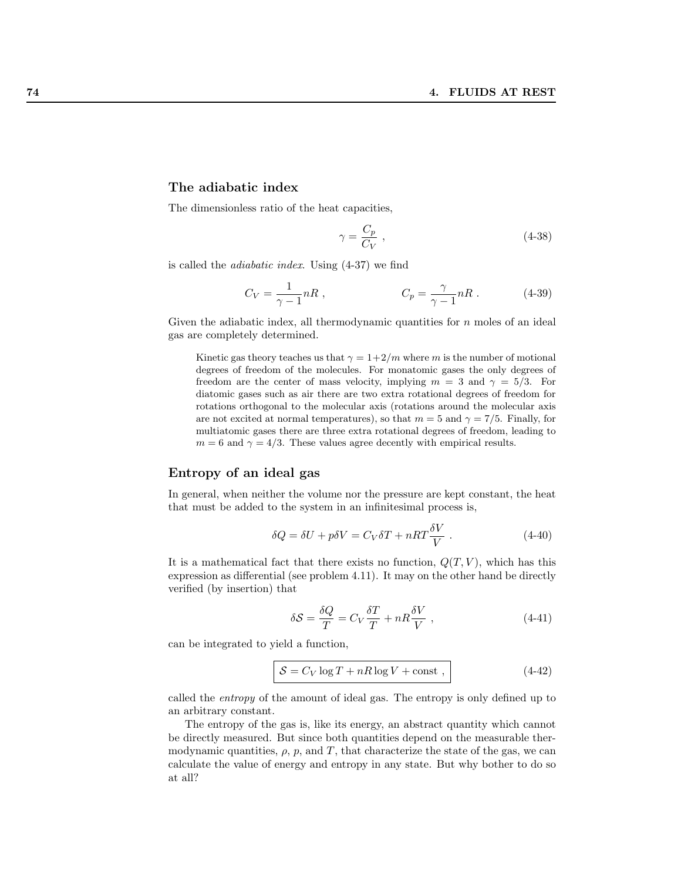## The adiabatic index

The dimensionless ratio of the heat capacities,

$$\gamma = \frac{C_p}{C_V} \ , \tag{4-38}$$

is called the *adiabatic index*. Using (4-37) we find

$$C_V = \frac{1}{\gamma - 1} nR \ , \qquad\qquad C_p = \frac{\gamma}{\gamma - 1} nR \ . \tag{4-39}$$

Given the adiabatic index, all thermodynamic quantities for $n$ moles of an ideal gas are completely determined.

> Kinetic gas theory teaches us that $\gamma = 1+2/m$ where $m$ is the number of motional degrees of freedom of the molecules. For monatomic gases the only degrees of freedom are the center of mass velocity, implying $m = 3$ and $\gamma = 5/3$. For diatomic gases such as air there are two extra rotational degrees of freedom for rotations orthogonal to the molecular axis (rotations around the molecular axis are not excited at normal temperatures), so that $m = 5$ and $\gamma = 7/5$. Finally, for multiatomic gases there are three extra rotational degrees of freedom, leading to $m = 6$ and $\gamma = 4/3$. These values agree decently with empirical results.

## Entropy of an ideal gas

In general, when neither the volume nor the pressure are kept constant, the heat that must be added to the system in an infinitesimal process is,

$$\delta Q = \delta U + p\delta V = C_V \delta T + nRT\frac{\delta V}{V} \ . \tag{4-40}$$

It is a mathematical fact that there exists no function, $Q(T, V)$, which has this expression as differential (see problem 4.11). It may on the other hand be directly verified (by insertion) that

$$\delta \mathcal{S} = \frac{\delta Q}{T} = C_V \frac{\delta T}{T} + nR\frac{\delta V}{V} \ , \tag{4-41}$$

can be integrated to yield a function,

$$\boxed{\mathcal{S} = C_V \log T + nR \log V + \text{const} \ ,} \tag{4-42}$$

called the *entropy* of the amount of ideal gas. The entropy is only defined up to an arbitrary constant.

The entropy of the gas is, like its energy, an abstract quantity which cannot be directly measured. But since both quantities depend on the measurable thermodynamic quantities, $\rho$, $p$, and $T$, that characterize the state of the gas, we can calculate the value of energy and entropy in any state. But why bother to do so at all?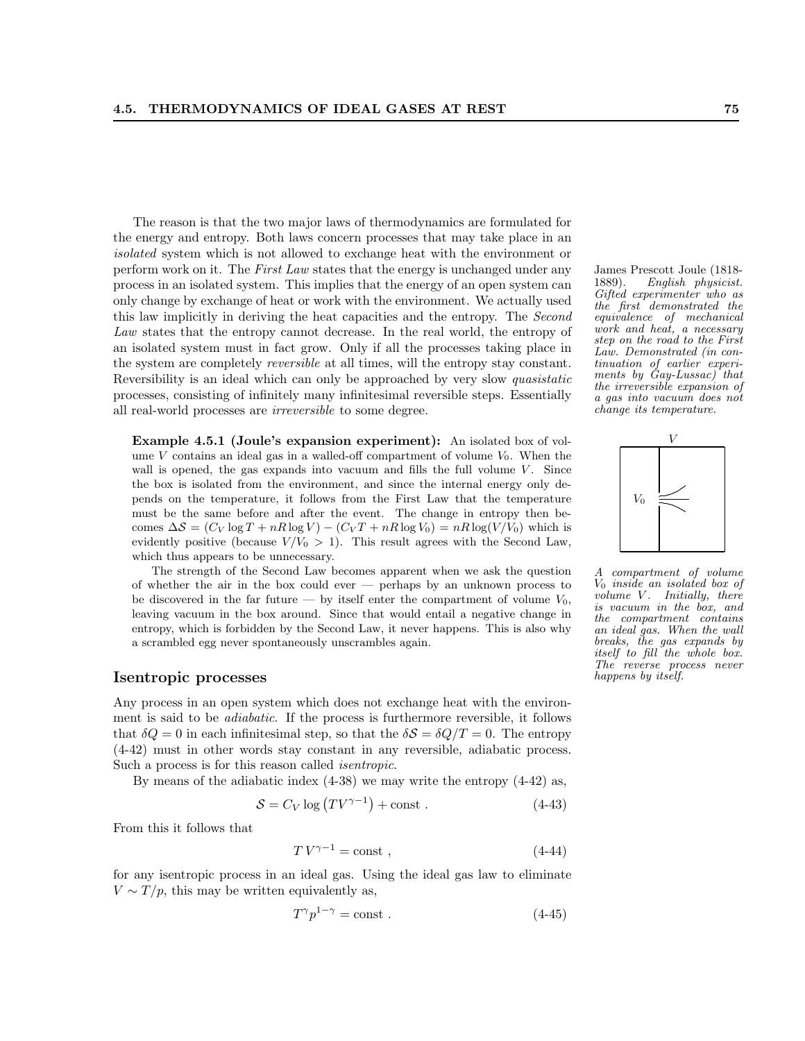The reason is that the two major laws of thermodynamics are formulated for the energy and entropy. Both laws concern processes that may take place in an *isolated* system which is not allowed to exchange heat with the environment or perform work on it. The *First Law* states that the energy is unchanged under any process in an isolated system. This implies that the energy of an open system can only change by exchange of heat or work with the environment. We actually used this law implicitly in deriving the heat capacities and the entropy. The *Second Law* states that the entropy cannot decrease. In the real world, the entropy of an isolated system must in fact grow. Only if all the processes taking place in the system are completely *reversible* at all times, will the entropy stay constant. Reversibility is an ideal which can only be approached by very slow *quasistatic* processes, consisting of infinitely many infinitesimal reversible steps. Essentially all real-world processes are *irreversible* to some degree.

James Prescott Joule (1818-1889). *English physicist. Gifted experimenter who as the first demonstrated the equivalence of mechanical work and heat, a necessary step on the road to the First Law. Demonstrated (in continuation of earlier experiments by Gay-Lussac) that the irreversible expansion of a gas into vacuum does not change its temperature.*

**Example 4.5.1 (Joule's expansion experiment):** An isolated box of volume $V$ contains an ideal gas in a walled-off compartment of volume $V_0$. When the wall is opened, the gas expands into vacuum and fills the full volume $V$. Since the box is isolated from the environment, and since the internal energy only depends on the temperature, it follows from the First Law that the temperature must be the same before and after the event. The change in entropy then becomes $\Delta\mathcal{S} = (C_V \log T + nR\log V) - (C_V T + nR \log V_0) = nR\log(V/V_0)$ which is evidently positive (because $V/V_0 > 1$). This result agrees with the Second Law, which thus appears to be unnecessary.

The strength of the Second Law becomes apparent when we ask the question of whether the air in the box could ever — perhaps by an unknown process to be discovered in the far future — by itself enter the compartment of volume $V_0$, leaving vacuum in the box around. Since that would entail a negative change in entropy, which is forbidden by the Second Law, it never happens. This is also why a scrambled egg never spontaneously unscrambles again.

*A compartment of volume $V_0$ inside an isolated box of volume $V$. Initially, there is vacuum in the box, and the compartment contains an ideal gas. When the wall breaks, the gas expands by itself to fill the whole box. The reverse process never happens by itself.*

## Isentropic processes

Any process in an open system which does not exchange heat with the environment is said to be *adiabatic*. If the process is furthermore reversible, it follows that $\delta Q = 0$ in each infinitesimal step, so that the $\delta\mathcal{S} = \delta Q/T = 0$. The entropy (4-42) must in other words stay constant in any reversible, adiabatic process. Such a process is for this reason called *isentropic*.

By means of the adiabatic index (4-38) we may write the entropy (4-42) as,

$$\mathcal{S} = C_V \log\left(TV^{\gamma-1}\right) + \text{const} . \tag{4-43}$$

From this it follows that

$$T\,V^{\gamma-1} = \text{const} , \tag{4-44}$$

for any isentropic process in an ideal gas. Using the ideal gas law to eliminate $V \sim T/p$, this may be written equivalently as,

$$T^{\gamma} p^{1-\gamma} = \text{const} . \tag{4-45}$$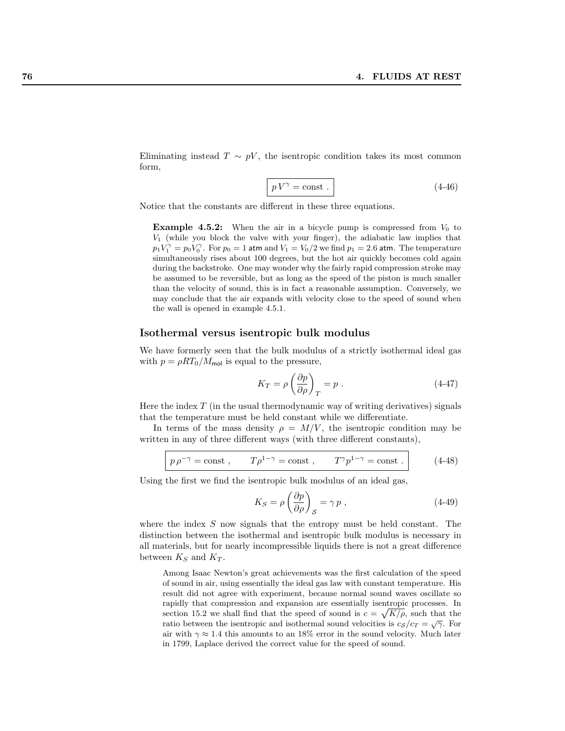Eliminating instead $T \sim pV$, the isentropic condition takes its most common form,

$$\boxed{p\,V^{\gamma} = \text{const}\ .} \tag{4-46}$$

Notice that the constants are different in these three equations.

**Example 4.5.2:** When the air in a bicycle pump is compressed from $V_0$ to $V_1$ (while you block the valve with your finger), the adiabatic law implies that $p_1 V_1^{\gamma} = p_0 V_0^{\gamma}$. For $p_0 = 1$ atm and $V_1 = V_0/2$ we find $p_1 = 2.6$ atm. The temperature simultaneously rises about 100 degrees, but the hot air quickly becomes cold again during the backstroke. One may wonder why the fairly rapid compression stroke may be assumed to be reversible, but as long as the speed of the piston is much smaller than the velocity of sound, this is in fact a reasonable assumption. Conversely, we may conclude that the air expands with velocity close to the speed of sound when the wall is opened in example 4.5.1.

### Isothermal versus isentropic bulk modulus

We have formerly seen that the bulk modulus of a strictly isothermal ideal gas with $p = \rho R T_0 / M_{\text{mol}}$ is equal to the pressure,

$$K_T = \rho \left(\frac{\partial p}{\partial \rho}\right)_T = p\ . \tag{4-47}$$

Here the index $T$ (in the usual thermodynamic way of writing derivatives) signals that the temperature must be held constant while we differentiate.

In terms of the mass density $\rho = M/V$, the isentropic condition may be written in any of three different ways (with three different constants),

$$\boxed{p\,\rho^{-\gamma} = \text{const}\ , \qquad T\rho^{1-\gamma} = \text{const}\ , \qquad T^{\gamma} p^{1-\gamma} = \text{const}\ .} \tag{4-48}$$

Using the first we find the isentropic bulk modulus of an ideal gas,

$$K_S = \rho \left(\frac{\partial p}{\partial \rho}\right)_{\mathcal{S}} = \gamma\, p\ , \tag{4-49}$$

where the index $S$ now signals that the entropy must be held constant. The distinction between the isothermal and isentropic bulk modulus is necessary in all materials, but for nearly incompressible liquids there is not a great difference between $K_S$ and $K_T$.

Among Isaac Newton's great achievements was the first calculation of the speed of sound in air, using essentially the ideal gas law with constant temperature. His result did not agree with experiment, because normal sound waves oscillate so rapidly that compression and expansion are essentially isentropic processes. In section 15.2 we shall find that the speed of sound is $c = \sqrt{K/\rho}$, such that the ratio between the isentropic and isothermal sound velocities is $c_S/c_T = \sqrt{\gamma}$. For air with $\gamma \approx 1.4$ this amounts to an 18% error in the sound velocity. Much later in 1799, Laplace derived the correct value for the speed of sound.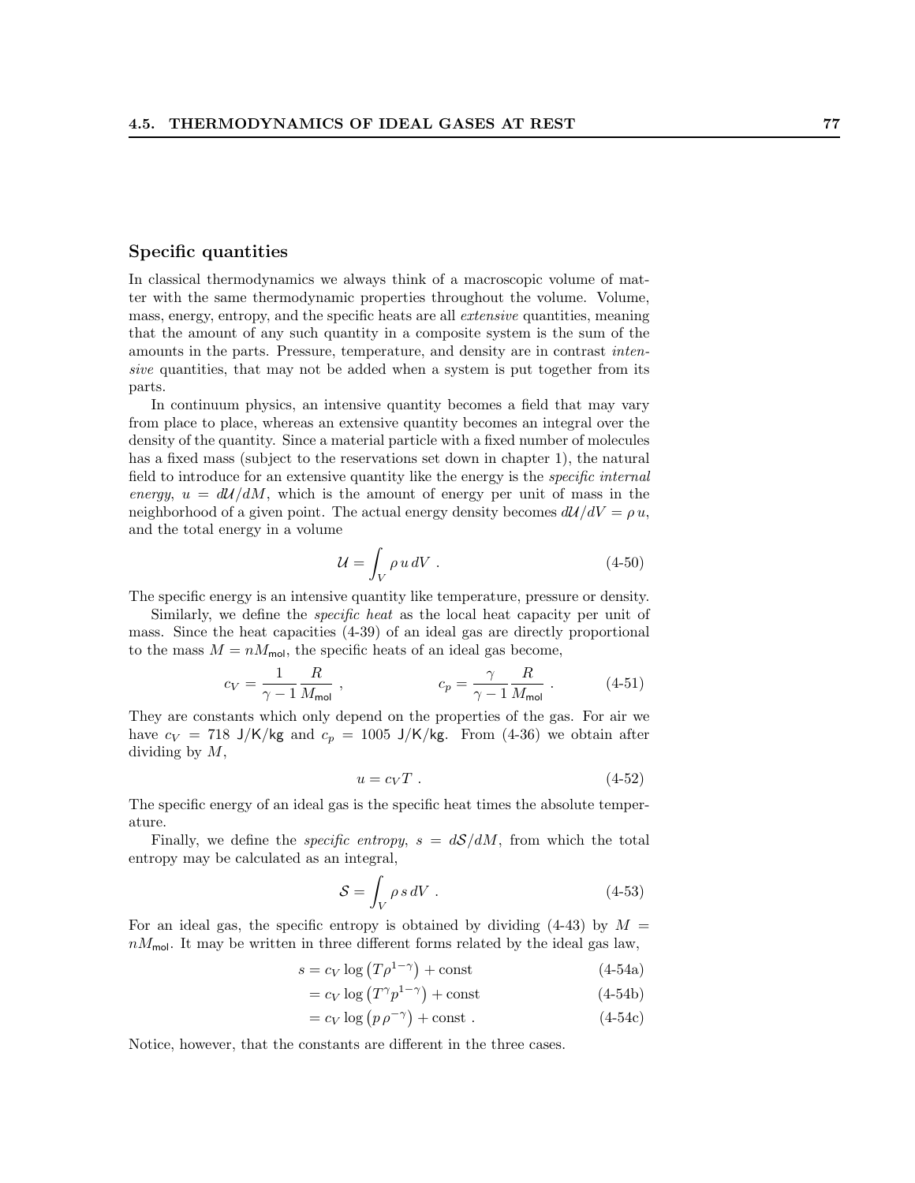### Specific quantities

In classical thermodynamics we always think of a macroscopic volume of matter with the same thermodynamic properties throughout the volume. Volume, mass, energy, entropy, and the specific heats are all *extensive* quantities, meaning that the amount of any such quantity in a composite system is the sum of the amounts in the parts. Pressure, temperature, and density are in contrast *intensive* quantities, that may not be added when a system is put together from its parts.

In continuum physics, an intensive quantity becomes a field that may vary from place to place, whereas an extensive quantity becomes an integral over the density of the quantity. Since a material particle with a fixed number of molecules has a fixed mass (subject to the reservations set down in chapter 1), the natural field to introduce for an extensive quantity like the energy is the *specific internal energy*, $u = d\mathcal{U}/dM$, which is the amount of energy per unit of mass in the neighborhood of a given point. The actual energy density becomes $d\mathcal{U}/dV = \rho\, u$, and the total energy in a volume

$$\mathcal{U} = \int_V \rho\, u\, dV \ . \tag{4-50}$$

The specific energy is an intensive quantity like temperature, pressure or density.

Similarly, we define the *specific heat* as the local heat capacity per unit of mass. Since the heat capacities (4-39) of an ideal gas are directly proportional to the mass $M = nM_{\mathsf{mol}}$, the specific heats of an ideal gas become,

$$c_V = \frac{1}{\gamma - 1}\frac{R}{M_{\mathsf{mol}}} \ , \qquad\qquad c_p = \frac{\gamma}{\gamma - 1}\frac{R}{M_{\mathsf{mol}}} \ . \tag{4-51}$$

They are constants which only depend on the properties of the gas. For air we have $c_V = 718$ J/K/kg and $c_p = 1005$ J/K/kg. From (4-36) we obtain after dividing by $M$,

$$u = c_V T \ . \tag{4-52}$$

The specific energy of an ideal gas is the specific heat times the absolute temperature.

Finally, we define the *specific entropy*, $s = d\mathcal{S}/dM$, from which the total entropy may be calculated as an integral,

$$\mathcal{S} = \int_V \rho\, s\, dV \ . \tag{4-53}$$

For an ideal gas, the specific entropy is obtained by dividing (4-43) by $M = nM_{\mathsf{mol}}$. It may be written in three different forms related by the ideal gas law,

$$s = c_V \log\left(T\rho^{1-\gamma}\right) + \text{const} \tag{4-54a}$$

$$= c_V \log\left(T^{\gamma}p^{1-\gamma}\right) + \text{const} \tag{4-54b}$$

$$= c_V \log\left(p\,\rho^{-\gamma}\right) + \text{const} \ . \tag{4-54c}$$

Notice, however, that the constants are different in the three cases.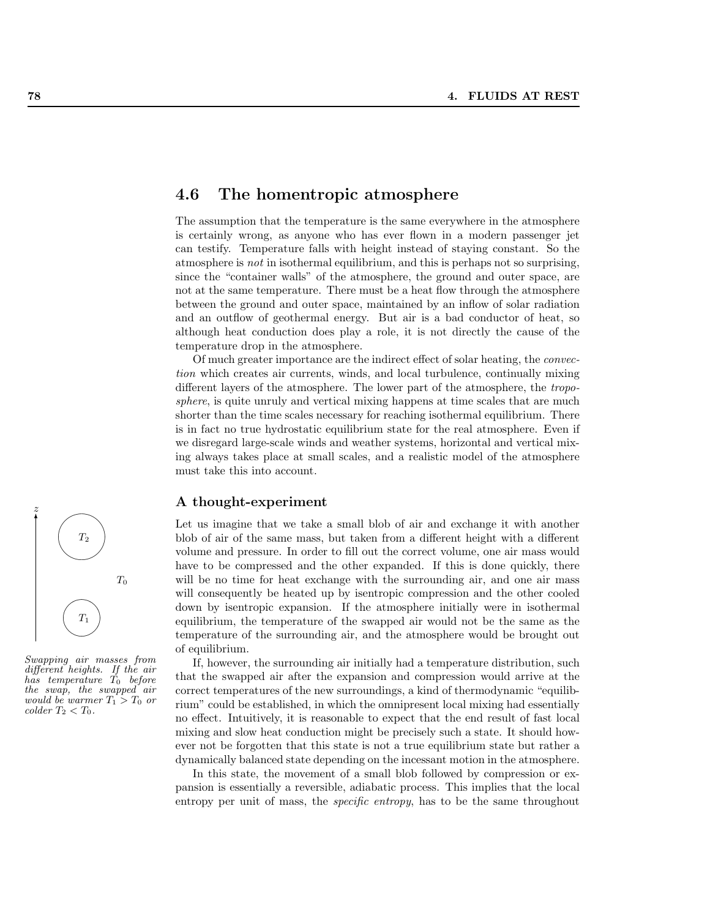## 4.6 The homentropic atmosphere

The assumption that the temperature is the same everywhere in the atmosphere is certainly wrong, as anyone who has ever flown in a modern passenger jet can testify. Temperature falls with height instead of staying constant. So the atmosphere is *not* in isothermal equilibrium, and this is perhaps not so surprising, since the "container walls" of the atmosphere, the ground and outer space, are not at the same temperature. There must be a heat flow through the atmosphere between the ground and outer space, maintained by an inflow of solar radiation and an outflow of geothermal energy. But air is a bad conductor of heat, so although heat conduction does play a role, it is not directly the cause of the temperature drop in the atmosphere.

Of much greater importance are the indirect effect of solar heating, the *convection* which creates air currents, winds, and local turbulence, continually mixing different layers of the atmosphere. The lower part of the atmosphere, the *troposphere*, is quite unruly and vertical mixing happens at time scales that are much shorter than the time scales necessary for reaching isothermal equilibrium. There is in fact no true hydrostatic equilibrium state for the real atmosphere. Even if we disregard large-scale winds and weather systems, horizontal and vertical mixing always takes place at small scales, and a realistic model of the atmosphere must take this into account.

### A thought-experiment

Let us imagine that we take a small blob of air and exchange it with another blob of air of the same mass, but taken from a different height with a different volume and pressure. In order to fill out the correct volume, one air mass would have to be compressed and the other expanded. If this is done quickly, there will be no time for heat exchange with the surrounding air, and one air mass will consequently be heated up by isentropic compression and the other cooled down by isentropic expansion. If the atmosphere initially were in isothermal equilibrium, the temperature of the swapped air would not be the same as the temperature of the surrounding air, and the atmosphere would be brought out of equilibrium.

*Swapping air masses from different heights. If the air has temperature $T_0$ before the swap, the swapped air would be warmer $T_1 > T_0$ or colder $T_2 < T_0$.*

If, however, the surrounding air initially had a temperature distribution, such that the swapped air after the expansion and compression would arrive at the correct temperatures of the new surroundings, a kind of thermodynamic "equilibrium" could be established, in which the omnipresent local mixing had essentially no effect. Intuitively, it is reasonable to expect that the end result of fast local mixing and slow heat conduction might be precisely such a state. It should however not be forgotten that this state is not a true equilibrium state but rather a dynamically balanced state depending on the incessant motion in the atmosphere.

In this state, the movement of a small blob followed by compression or expansion is essentially a reversible, adiabatic process. This implies that the local entropy per unit of mass, the *specific entropy*, has to be the same throughout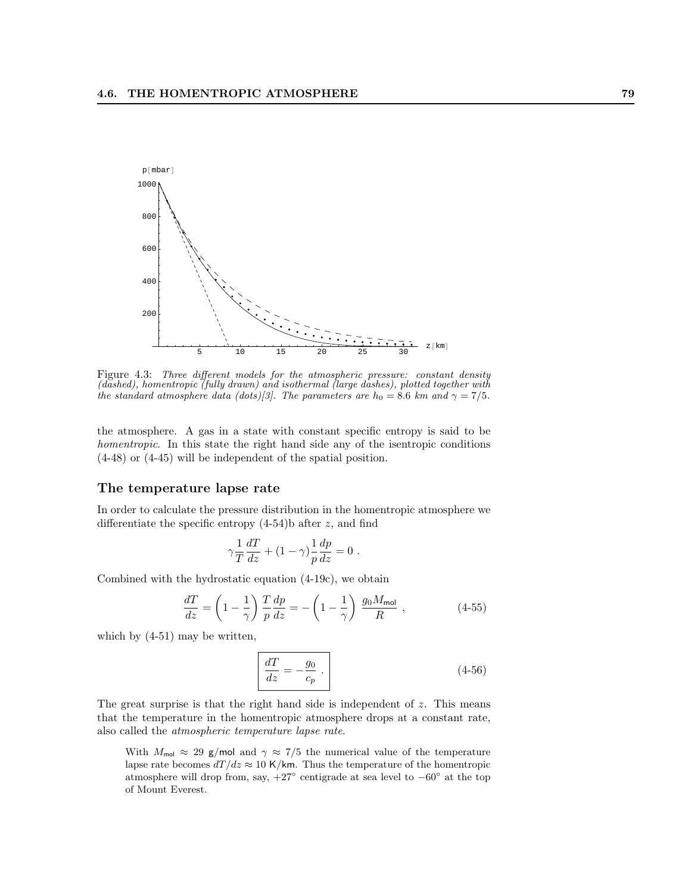Figure 4.3: *Three different models for the atmospheric pressure: constant density (dashed), homentropic (fully drawn) and isothermal (large dashes), plotted together with the standard atmosphere data (dots)[3]. The parameters are $h_0 = 8.6$ km and $\gamma = 7/5$.*

the atmosphere. A gas in a state with constant specific entropy is said to be *homentropic*. In this state the right hand side any of the isentropic conditions (4-48) or (4-45) will be independent of the spatial position.

### The temperature lapse rate

In order to calculate the pressure distribution in the homentropic atmosphere we differentiate the specific entropy (4-54)b after $z$, and find

$$\gamma \frac{1}{T}\frac{dT}{dz} + (1-\gamma)\frac{1}{p}\frac{dp}{dz} = 0 \ .$$

Combined with the hydrostatic equation (4-19c), we obtain

$$\frac{dT}{dz} = \left(1 - \frac{1}{\gamma}\right)\frac{T}{p}\frac{dp}{dz} = -\left(1 - \frac{1}{\gamma}\right)\frac{g_0 M_{\mathsf{mol}}}{R} \ , \tag{4-55}$$

which by (4-51) may be written,

$$\boxed{\frac{dT}{dz} = -\frac{g_0}{c_p} \ .} \tag{4-56}$$

The great surprise is that the right hand side is independent of $z$. This means that the temperature in the homentropic atmosphere drops at a constant rate, also called the *atmospheric temperature lapse rate*.

With $M_{\mathsf{mol}} \approx 29$ g/mol and $\gamma \approx 7/5$ the numerical value of the temperature lapse rate becomes $dT/dz \approx 10$ K/km. Thus the temperature of the homentropic atmosphere will drop from, say, $+27^\circ$ centigrade at sea level to $-60^\circ$ at the top of Mount Everest.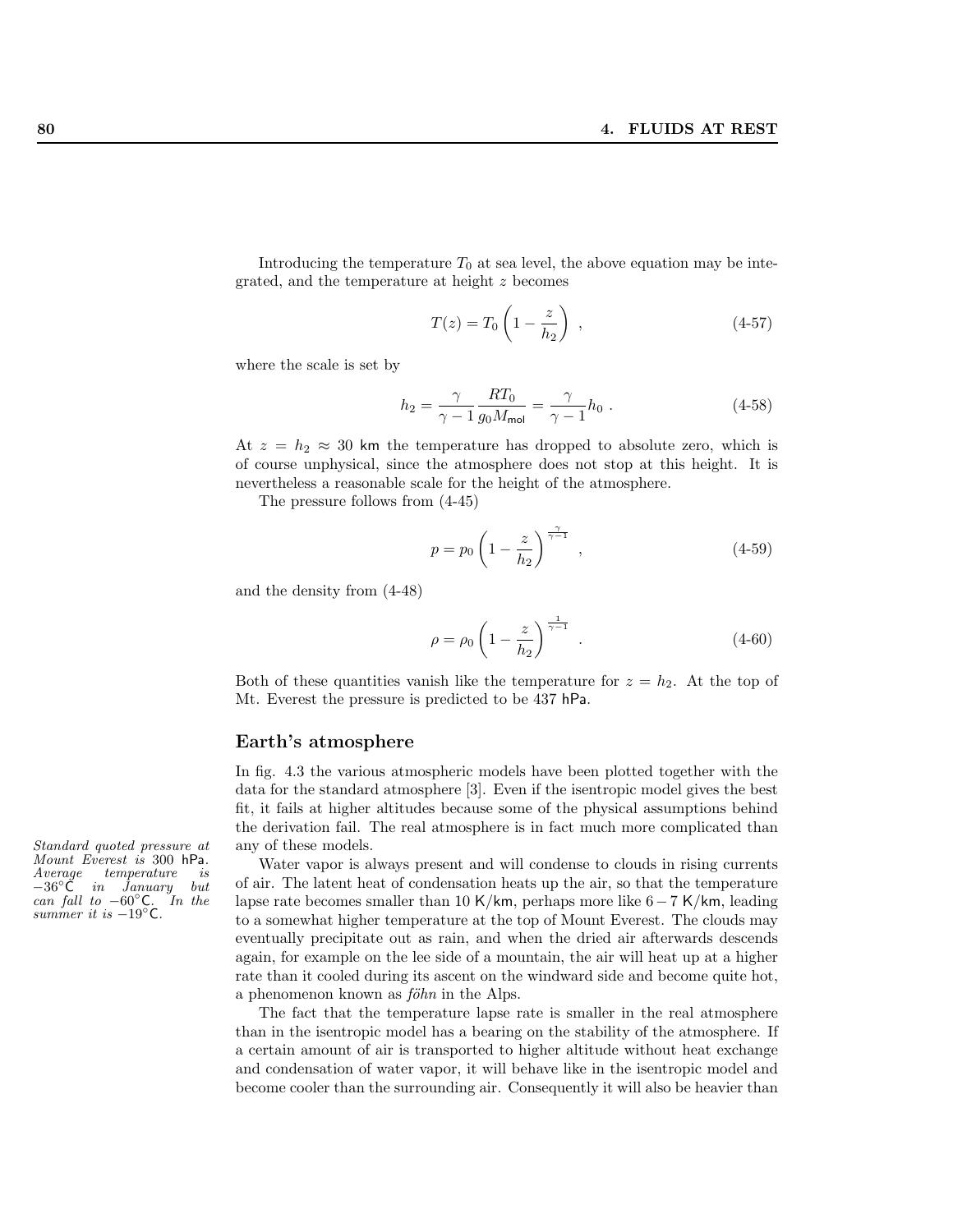Introducing the temperature $T_0$ at sea level, the above equation may be integrated, and the temperature at height $z$ becomes

$$T(z) = T_0 \left(1 - \frac{z}{h_2}\right) , \tag{4-57}$$

where the scale is set by

$$h_2 = \frac{\gamma}{\gamma - 1} \frac{RT_0}{g_0 M_{\mathsf{mol}}} = \frac{\gamma}{\gamma - 1} h_0 . \tag{4-58}$$

At $z = h_2 \approx 30$ km the temperature has dropped to absolute zero, which is of course unphysical, since the atmosphere does not stop at this height. It is nevertheless a reasonable scale for the height of the atmosphere.

The pressure follows from (4-45)

$$p = p_0 \left(1 - \frac{z}{h_2}\right)^{\frac{\gamma}{\gamma-1}} , \tag{4-59}$$

and the density from (4-48)

$$\rho = \rho_0 \left(1 - \frac{z}{h_2}\right)^{\frac{1}{\gamma-1}} . \tag{4-60}$$

Both of these quantities vanish like the temperature for $z = h_2$. At the top of Mt. Everest the pressure is predicted to be 437 hPa.

## Earth's atmosphere

In fig. 4.3 the various atmospheric models have been plotted together with the data for the standard atmosphere [3]. Even if the isentropic model gives the best fit, it fails at higher altitudes because some of the physical assumptions behind the derivation fail. The real atmosphere is in fact much more complicated than any of these models.

*Standard quoted pressure at Mount Everest is 300 hPa. Average temperature is −36°C in January but can fall to −60°C. In the summer it is −19°C.*

Water vapor is always present and will condense to clouds in rising currents of air. The latent heat of condensation heats up the air, so that the temperature lapse rate becomes smaller than 10 K/km, perhaps more like 6 − 7 K/km, leading to a somewhat higher temperature at the top of Mount Everest. The clouds may eventually precipitate out as rain, and when the dried air afterwards descends again, for example on the lee side of a mountain, the air will heat up at a higher rate than it cooled during its ascent on the windward side and become quite hot, a phenomenon known as *föhn* in the Alps.

The fact that the temperature lapse rate is smaller in the real atmosphere than in the isentropic model has a bearing on the stability of the atmosphere. If a certain amount of air is transported to higher altitude without heat exchange and condensation of water vapor, it will behave like in the isentropic model and become cooler than the surrounding air. Consequently it will also be heavier than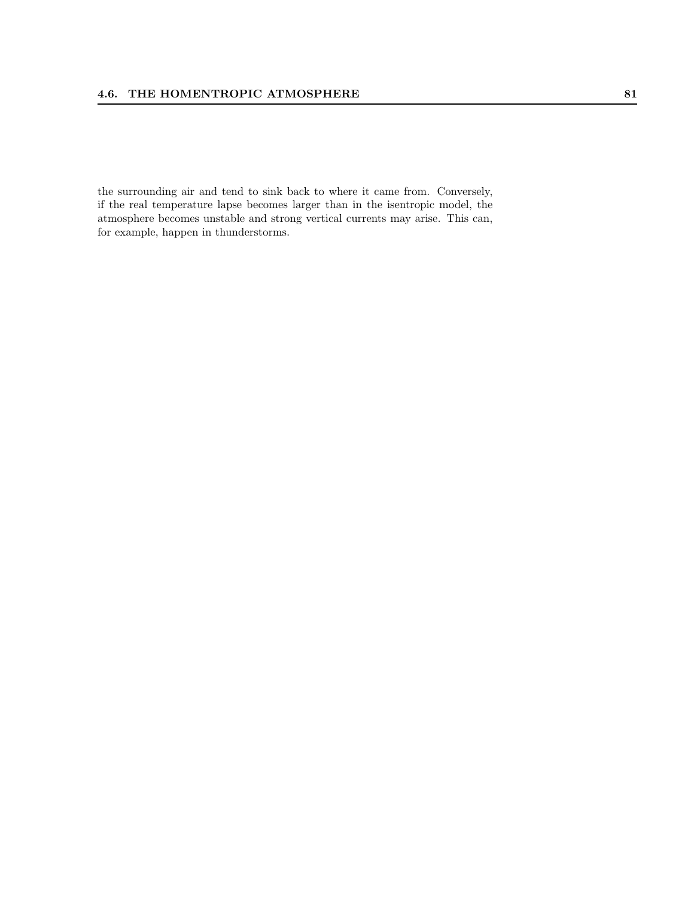the surrounding air and tend to sink back to where it came from. Conversely, if the real temperature lapse becomes larger than in the isentropic model, the atmosphere becomes unstable and strong vertical currents may arise. This can, for example, happen in thunderstorms.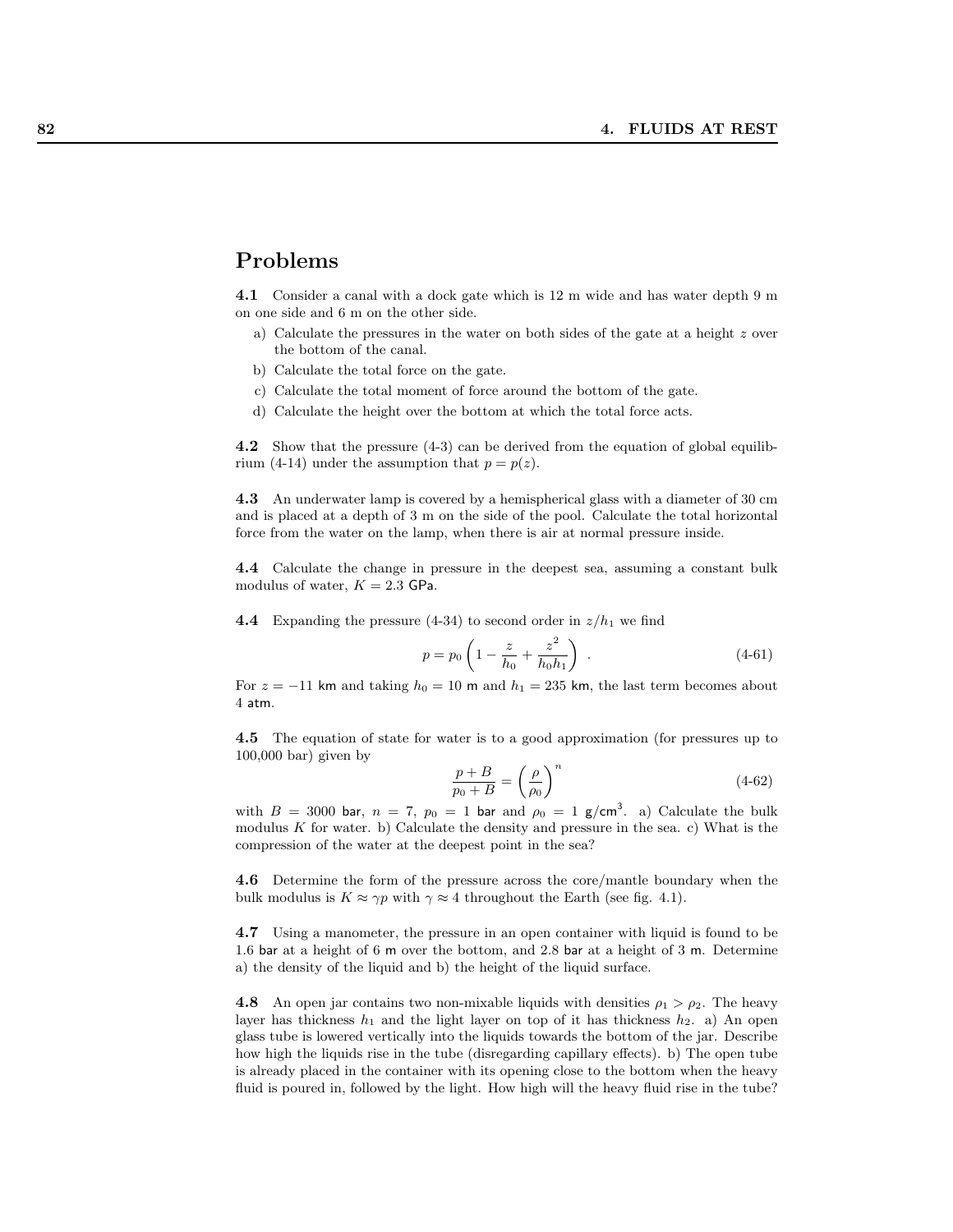## Problems

**4.1** Consider a canal with a dock gate which is 12 m wide and has water depth 9 m on one side and 6 m on the other side.

a) Calculate the pressures in the water on both sides of the gate at a height $z$ over the bottom of the canal.
b) Calculate the total force on the gate.
c) Calculate the total moment of force around the bottom of the gate.
d) Calculate the height over the bottom at which the total force acts.

**4.2** Show that the pressure (4-3) can be derived from the equation of global equilibrium (4-14) under the assumption that $p = p(z)$.

**4.3** An underwater lamp is covered by a hemispherical glass with a diameter of 30 cm and is placed at a depth of 3 m on the side of the pool. Calculate the total horizontal force from the water on the lamp, when there is air at normal pressure inside.

**4.4** Calculate the change in pressure in the deepest sea, assuming a constant bulk modulus of water, $K = 2.3$ GPa.

**4.4** Expanding the pressure (4-34) to second order in $z/h_1$ we find

$$p = p_0 \left(1 - \frac{z}{h_0} + \frac{z^2}{h_0 h_1}\right) \ . \tag{4-61}$$

For $z = -11$ km and taking $h_0 = 10$ m and $h_1 = 235$ km, the last term becomes about 4 atm.

**4.5** The equation of state for water is to a good approximation (for pressures up to 100,000 bar) given by

$$\frac{p + B}{p_0 + B} = \left(\frac{\rho}{\rho_0}\right)^n \tag{4-62}$$

with $B = 3000$ bar, $n = 7$, $p_0 = 1$ bar and $\rho_0 = 1$ g/cm$^3$. a) Calculate the bulk modulus $K$ for water. b) Calculate the density and pressure in the sea. c) What is the compression of the water at the deepest point in the sea?

**4.6** Determine the form of the pressure across the core/mantle boundary when the bulk modulus is $K \approx \gamma p$ with $\gamma \approx 4$ throughout the Earth (see fig. 4.1).

**4.7** Using a manometer, the pressure in an open container with liquid is found to be 1.6 bar at a height of 6 m over the bottom, and 2.8 bar at a height of 3 m. Determine a) the density of the liquid and b) the height of the liquid surface.

**4.8** An open jar contains two non-mixable liquids with densities $\rho_1 > \rho_2$. The heavy layer has thickness $h_1$ and the light layer on top of it has thickness $h_2$. a) An open glass tube is lowered vertically into the liquids towards the bottom of the jar. Describe how high the liquids rise in the tube (disregarding capillary effects). b) The open tube is already placed in the container with its opening close to the bottom when the heavy fluid is poured in, followed by the light. How high will the heavy fluid rise in the tube?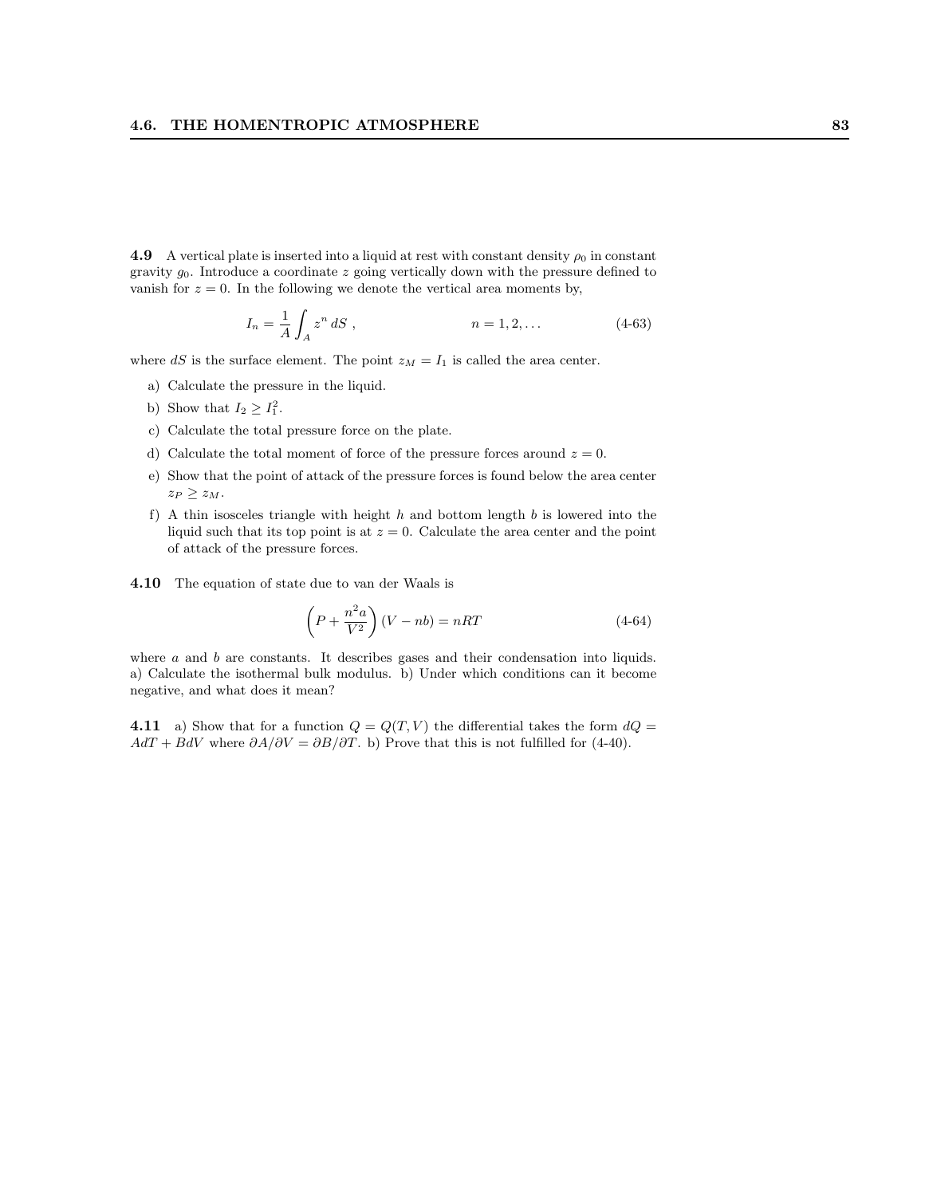**4.9** A vertical plate is inserted into a liquid at rest with constant density $\rho_0$ in constant gravity $g_0$. Introduce a coordinate $z$ going vertically down with the pressure defined to vanish for $z = 0$. In the following we denote the vertical area moments by,

$$I_n = \frac{1}{A}\int_A z^n \, dS \ , \qquad\qquad n = 1, 2, \dots \tag{4-63}$$

where $dS$ is the surface element. The point $z_M = I_1$ is called the area center.

a) Calculate the pressure in the liquid.

b) Show that $I_2 \geq I_1^2$.

c) Calculate the total pressure force on the plate.

d) Calculate the total moment of force of the pressure forces around $z = 0$.

e) Show that the point of attack of the pressure forces is found below the area center $z_P \geq z_M$.

f) A thin isosceles triangle with height $h$ and bottom length $b$ is lowered into the liquid such that its top point is at $z = 0$. Calculate the area center and the point of attack of the pressure forces.

**4.10** The equation of state due to van der Waals is

$$\left(P + \frac{n^2 a}{V^2}\right)(V - nb) = nRT \tag{4-64}$$

where $a$ and $b$ are constants. It describes gases and their condensation into liquids. a) Calculate the isothermal bulk modulus. b) Under which conditions can it become negative, and what does it mean?

**4.11** a) Show that for a function $Q = Q(T, V)$ the differential takes the form $dQ = AdT + BdV$ where $\partial A/\partial V = \partial B/\partial T$. b) Prove that this is not fulfilled for (4-40).